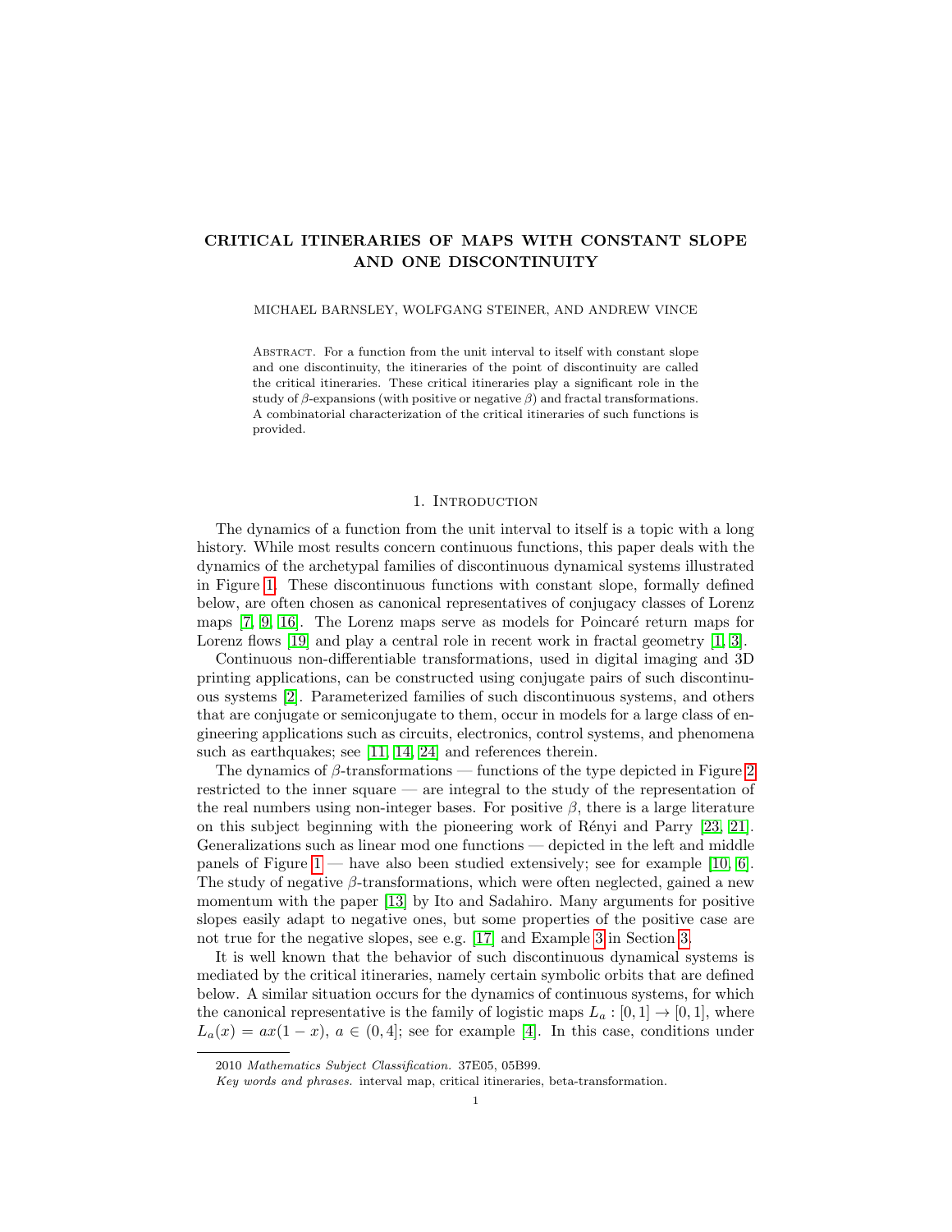# CRITICAL ITINERARIES OF MAPS WITH CONSTANT SLOPE AND ONE DISCONTINUITY

MICHAEL BARNSLEY, WOLFGANG STEINER, AND ANDREW VINCE

Abstract. For a function from the unit interval to itself with constant slope and one discontinuity, the itineraries of the point of discontinuity are called the critical itineraries. These critical itineraries play a significant role in the study of $\beta$-expansions (with positive or negative $\beta$) and fractal transformations. A combinatorial characterization of the critical itineraries of such functions is provided.

## 1. Introduction

The dynamics of a function from the unit interval to itself is a topic with a long history. While most results concern continuous functions, this paper deals with the dynamics of the archetypal families of discontinuous dynamical systems illustrated in Figure 1. These discontinuous functions with constant slope, formally defined below, are often chosen as canonical representatives of conjugacy classes of Lorenz maps [7, 9, 16]. The Lorenz maps serve as models for Poincaré return maps for Lorenz flows [19] and play a central role in recent work in fractal geometry [1, 3].

Continuous non-differentiable transformations, used in digital imaging and 3D printing applications, can be constructed using conjugate pairs of such discontinuous systems [2]. Parameterized families of such discontinuous systems, and others that are conjugate or semiconjugate to them, occur in models for a large class of engineering applications such as circuits, electronics, control systems, and phenomena such as earthquakes; see [11, 14, 24] and references therein.

The dynamics of $\beta$-transformations — functions of the type depicted in Figure 2 restricted to the inner square — are integral to the study of the representation of the real numbers using non-integer bases. For positive $\beta$, there is a large literature on this subject beginning with the pioneering work of Rényi and Parry [23, 21]. Generalizations such as linear mod one functions — depicted in the left and middle panels of Figure 1 — have also been studied extensively; see for example [10, 6]. The study of negative $\beta$-transformations, which were often neglected, gained a new momentum with the paper [13] by Ito and Sadahiro. Many arguments for positive slopes easily adapt to negative ones, but some properties of the positive case are not true for the negative slopes, see e.g. [17] and Example 3 in Section 3.

It is well known that the behavior of such discontinuous dynamical systems is mediated by the critical itineraries, namely certain symbolic orbits that are defined below. A similar situation occurs for the dynamics of continuous systems, for which the canonical representative is the family of logistic maps $L_a : [0, 1] \to [0, 1]$, where $L_a(x) = ax(1 - x)$, $a \in (0, 4]$; see for example [4]. In this case, conditions under

2010 *Mathematics Subject Classification.* 37E05, 05B99.

*Key words and phrases.* interval map, critical itineraries, beta-transformation.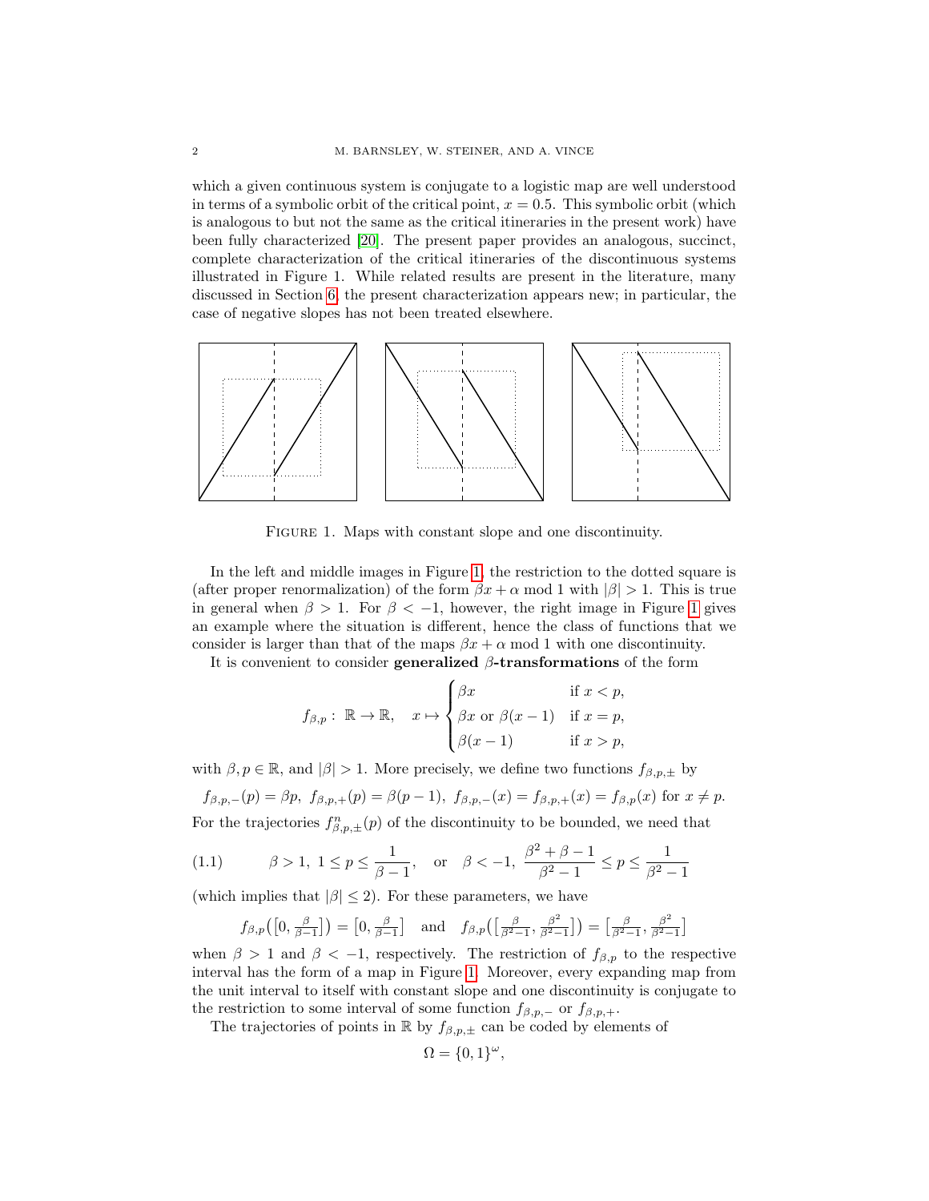which a given continuous system is conjugate to a logistic map are well understood in terms of a symbolic orbit of the critical point, $x = 0.5$. This symbolic orbit (which is analogous to but not the same as the critical itineraries in the present work) have been fully characterized [20]. The present paper provides an analogous, succinct, complete characterization of the critical itineraries of the discontinuous systems illustrated in Figure 1. While related results are present in the literature, many discussed in Section 6, the present characterization appears new; in particular, the case of negative slopes has not been treated elsewhere.

Figure 1. Maps with constant slope and one discontinuity.

In the left and middle images in Figure 1, the restriction to the dotted square is (after proper renormalization) of the form $\beta x + \alpha \bmod 1$ with $|\beta| > 1$. This is true in general when $\beta > 1$. For $\beta < -1$, however, the right image in Figure 1 gives an example where the situation is different, hence the class of functions that we consider is larger than that of the maps $\beta x + \alpha \bmod 1$ with one discontinuity.

It is convenient to consider **generalized** $\beta$**-transformations** of the form

$$f_{\beta,p}:\ \mathbb{R} \to \mathbb{R}, \quad x \mapsto \begin{cases} \beta x & \text{if } x < p, \\ \beta x \text{ or } \beta(x-1) & \text{if } x = p, \\ \beta(x-1) & \text{if } x > p, \end{cases}$$

with $\beta, p \in \mathbb{R}$, and $|\beta| > 1$. More precisely, we define two functions $f_{\beta,p,\pm}$ by

$$f_{\beta,p,-}(p) = \beta p,\ f_{\beta,p,+}(p) = \beta(p-1),\ f_{\beta,p,-}(x) = f_{\beta,p,+}(x) = f_{\beta,p}(x) \text{ for } x \neq p.$$

For the trajectories $f^n_{\beta,p,\pm}(p)$ of the discontinuity to be bounded, we need that

$$\beta > 1,\ 1 \le p \le \frac{1}{\beta - 1}, \quad \text{or} \quad \beta < -1,\ \frac{\beta^2 + \beta - 1}{\beta^2 - 1} \le p \le \frac{1}{\beta^2 - 1} \tag{1.1}$$

(which implies that $|\beta| \le 2$). For these parameters, we have

$$f_{\beta,p}\big(\big[0, \tfrac{\beta}{\beta-1}\big]\big) = \big[0, \tfrac{\beta}{\beta-1}\big] \quad \text{and} \quad f_{\beta,p}\big(\big[\tfrac{\beta}{\beta^2-1}, \tfrac{\beta^2}{\beta^2-1}\big]\big) = \big[\tfrac{\beta}{\beta^2-1}, \tfrac{\beta^2}{\beta^2-1}\big]$$

when $\beta > 1$ and $\beta < -1$, respectively. The restriction of $f_{\beta,p}$ to the respective interval has the form of a map in Figure 1. Moreover, every expanding map from the unit interval to itself with constant slope and one discontinuity is conjugate to the restriction to some interval of some function $f_{\beta,p,-}$ or $f_{\beta,p,+}$.

The trajectories of points in $\mathbb{R}$ by $f_{\beta,p,\pm}$ can be coded by elements of

$$\Omega = \{0,1\}^\omega,$$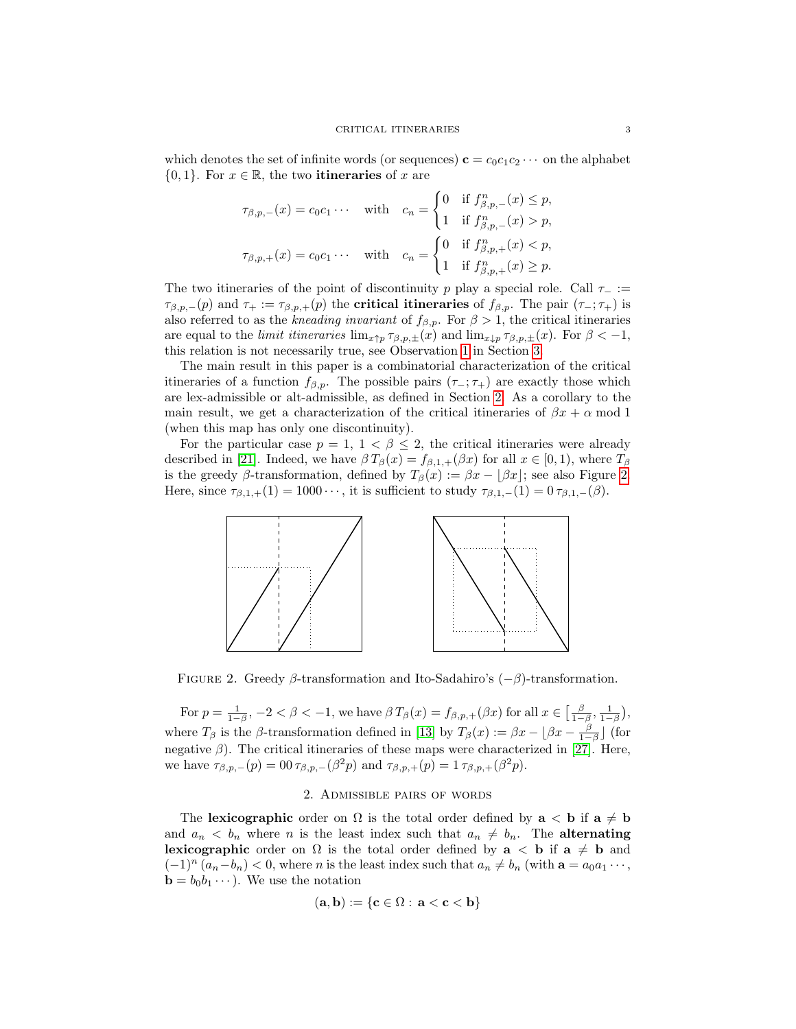which denotes the set of infinite words (or sequences) $\mathbf{c} = c_0c_1c_2\cdots$ on the alphabet $\{0,1\}$. For $x \in \mathbb{R}$, the two **itineraries** of $x$ are

$$\tau_{\beta,p,-}(x) = c_0c_1\cdots \quad \text{with} \quad c_n = \begin{cases} 0 & \text{if } f^n_{\beta,p,-}(x) \le p, \\ 1 & \text{if } f^n_{\beta,p,-}(x) > p, \end{cases}$$

$$\tau_{\beta,p,+}(x) = c_0c_1\cdots \quad \text{with} \quad c_n = \begin{cases} 0 & \text{if } f^n_{\beta,p,+}(x) < p, \\ 1 & \text{if } f^n_{\beta,p,+}(x) \ge p. \end{cases}$$

The two itineraries of the point of discontinuity $p$ play a special role. Call $\tau_- := \tau_{\beta,p,-}(p)$ and $\tau_+ := \tau_{\beta,p,+}(p)$ the **critical itineraries** of $f_{\beta,p}$. The pair $(\tau_-;\tau_+)$ is also referred to as the *kneading invariant* of $f_{\beta,p}$. For $\beta > 1$, the critical itineraries are equal to the *limit itineraries* $\lim_{x\uparrow p}\tau_{\beta,p,\pm}(x)$ and $\lim_{x\downarrow p}\tau_{\beta,p,\pm}(x)$. For $\beta < -1$, this relation is not necessarily true, see Observation 1 in Section 3.

The main result in this paper is a combinatorial characterization of the critical itineraries of a function $f_{\beta,p}$. The possible pairs $(\tau_-;\tau_+)$ are exactly those which are lex-admissible or alt-admissible, as defined in Section 2. As a corollary to the main result, we get a characterization of the critical itineraries of $\beta x + \alpha \bmod 1$ (when this map has only one discontinuity).

For the particular case $p = 1$, $1 < \beta \le 2$, the critical itineraries were already described in [21]. Indeed, we have $\beta\, T_\beta(x) = f_{\beta,1,+}(\beta x)$ for all $x \in [0,1)$, where $T_\beta$ is the greedy $\beta$-transformation, defined by $T_\beta(x) := \beta x - \lfloor \beta x \rfloor$; see also Figure 2. Here, since $\tau_{\beta,1,+}(1) = 1000\cdots$, it is sufficient to study $\tau_{\beta,1,-}(1) = 0\,\tau_{\beta,1,-}(\beta)$.

FIGURE 2. Greedy $\beta$-transformation and Ito-Sadahiro's $(-\beta)$-transformation.

For $p = \frac{1}{1-\beta}$, $-2 < \beta < -1$, we have $\beta\, T_\beta(x) = f_{\beta,p,+}(\beta x)$ for all $x \in \left[\frac{\beta}{1-\beta}, \frac{1}{1-\beta}\right)$, where $T_\beta$ is the $\beta$-transformation defined in [13] by $T_\beta(x) := \beta x - \lfloor \beta x - \frac{\beta}{1-\beta} \rfloor$ (for negative $\beta$). The critical itineraries of these maps were characterized in [27]. Here, we have $\tau_{\beta,p,-}(p) = 00\,\tau_{\beta,p,-}(\beta^2 p)$ and $\tau_{\beta,p,+}(p) = 1\,\tau_{\beta,p,+}(\beta^2 p)$.

## 2. Admissible pairs of words

The **lexicographic** order on $\Omega$ is the total order defined by $\mathbf{a} < \mathbf{b}$ if $\mathbf{a} \ne \mathbf{b}$ and $a_n < b_n$ where $n$ is the least index such that $a_n \ne b_n$. The **alternating lexicographic** order on $\Omega$ is the total order defined by $\mathbf{a} < \mathbf{b}$ if $\mathbf{a} \ne \mathbf{b}$ and $(-1)^n\,(a_n - b_n) < 0$, where $n$ is the least index such that $a_n \ne b_n$ (with $\mathbf{a} = a_0a_1\cdots$, $\mathbf{b} = b_0b_1\cdots$). We use the notation

$$(\mathbf{a},\mathbf{b}) := \{\mathbf{c} \in \Omega : \mathbf{a} < \mathbf{c} < \mathbf{b}\}$$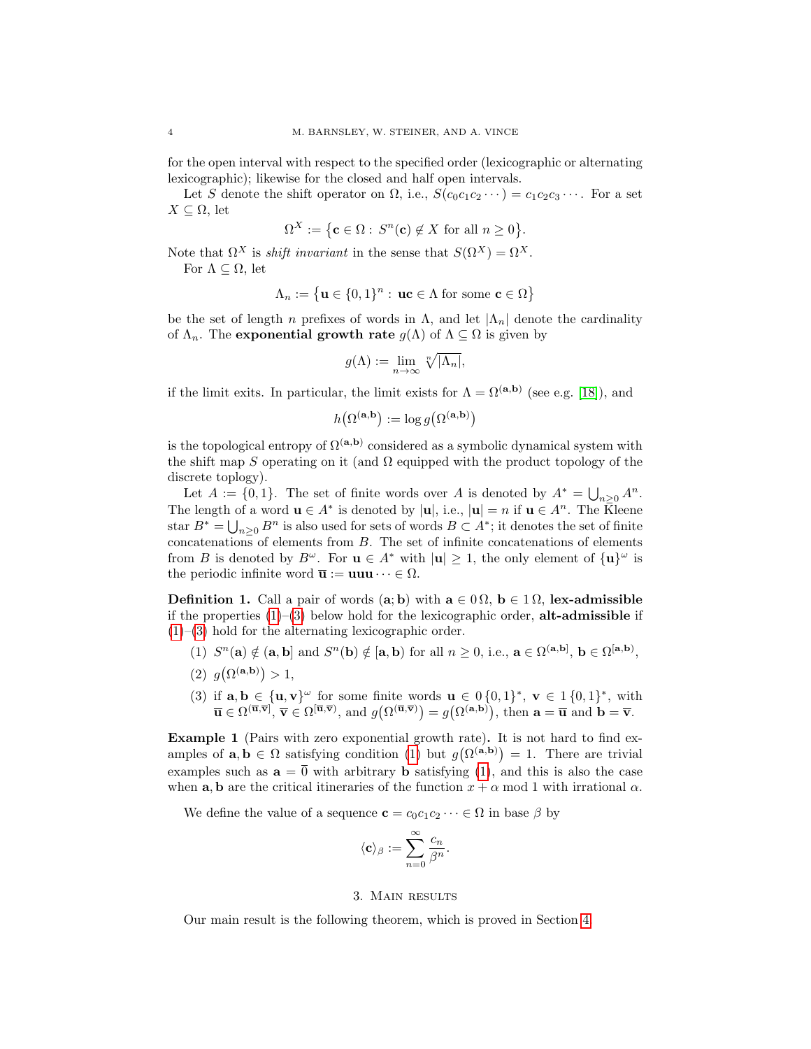for the open interval with respect to the specified order (lexicographic or alternating lexicographic); likewise for the closed and half open intervals.

Let $S$ denote the shift operator on $\Omega$, i.e., $S(c_0c_1c_2\cdots) = c_1c_2c_3\cdots$. For a set $X \subseteq \Omega$, let

$$\Omega^X := \big\{\mathbf{c} \in \Omega : \, S^n(\mathbf{c}) \notin X \text{ for all } n \geq 0\big\}.$$

Note that $\Omega^X$ is *shift invariant* in the sense that $S(\Omega^X) = \Omega^X$.

For $\Lambda \subseteq \Omega$, let

$$\Lambda_n := \big\{\mathbf{u} \in \{0,1\}^n : \, \mathbf{uc} \in \Lambda \text{ for some } \mathbf{c} \in \Omega\big\}$$

be the set of length $n$ prefixes of words in $\Lambda$, and let $|\Lambda_n|$ denote the cardinality of $\Lambda_n$. The **exponential growth rate** $g(\Lambda)$ of $\Lambda \subseteq \Omega$ is given by

$$g(\Lambda) := \lim_{n\to\infty} \sqrt[n]{|\Lambda_n|},$$

if the limit exits. In particular, the limit exists for $\Lambda = \Omega^{(\mathbf{a},\mathbf{b})}$ (see e.g. [18]), and

$$h\big(\Omega^{(\mathbf{a},\mathbf{b})}\big) := \log g\big(\Omega^{(\mathbf{a},\mathbf{b})}\big)$$

is the topological entropy of $\Omega^{(\mathbf{a},\mathbf{b})}$ considered as a symbolic dynamical system with the shift map $S$ operating on it (and $\Omega$ equipped with the product topology of the discrete toplogy).

Let $A := \{0,1\}$. The set of finite words over $A$ is denoted by $A^* = \bigcup_{n\geq 0} A^n$. The length of a word $\mathbf{u} \in A^*$ is denoted by $|\mathbf{u}|$, i.e., $|\mathbf{u}| = n$ if $\mathbf{u} \in A^n$. The Kleene star $B^* = \bigcup_{n\geq 0} B^n$ is also used for sets of words $B \subset A^*$; it denotes the set of finite concatenations of elements from $B$. The set of infinite concatenations of elements from $B$ is denoted by $B^\omega$. For $\mathbf{u} \in A^*$ with $|\mathbf{u}| \geq 1$, the only element of $\{\mathbf{u}\}^\omega$ is the periodic infinite word $\overline{\mathbf{u}} := \mathbf{uuu}\cdots \in \Omega$.

**Definition 1.** Call a pair of words $(\mathbf{a};\mathbf{b})$ with $\mathbf{a} \in 0\,\Omega$, $\mathbf{b} \in 1\,\Omega$, **lex-admissible** if the properties (1)–(3) below hold for the lexicographic order, **alt-admissible** if (1)–(3) hold for the alternating lexicographic order.

1. $S^n(\mathbf{a}) \notin (\mathbf{a},\mathbf{b}]$ and $S^n(\mathbf{b}) \notin [\mathbf{a},\mathbf{b})$ for all $n \geq 0$, i.e., $\mathbf{a} \in \Omega^{(\mathbf{a},\mathbf{b}]}$, $\mathbf{b} \in \Omega^{[\mathbf{a},\mathbf{b})}$,
2. $g\big(\Omega^{(\mathbf{a},\mathbf{b})}\big) > 1$,
3. if $\mathbf{a},\mathbf{b} \in \{\mathbf{u},\mathbf{v}\}^\omega$ for some finite words $\mathbf{u} \in 0\,\{0,1\}^*$, $\mathbf{v} \in 1\,\{0,1\}^*$, with $\overline{\mathbf{u}} \in \Omega^{(\overline{\mathbf{u}},\overline{\mathbf{v}}]}$, $\overline{\mathbf{v}} \in \Omega^{[\overline{\mathbf{u}},\overline{\mathbf{v}})}$, and $g\big(\Omega^{(\overline{\mathbf{u}},\overline{\mathbf{v}})}\big) = g\big(\Omega^{(\mathbf{a},\mathbf{b})}\big)$, then $\mathbf{a} = \overline{\mathbf{u}}$ and $\mathbf{b} = \overline{\mathbf{v}}$.

**Example 1** (Pairs with zero exponential growth rate)**.** It is not hard to find examples of $\mathbf{a},\mathbf{b} \in \Omega$ satisfying condition (1) but $g\big(\Omega^{(\mathbf{a},\mathbf{b})}\big) = 1$. There are trivial examples such as $\mathbf{a} = \overline{0}$ with arbitrary $\mathbf{b}$ satisfying (1), and this is also the case when $\mathbf{a},\mathbf{b}$ are the critical itineraries of the function $x + \alpha \bmod 1$ with irrational $\alpha$.

We define the value of a sequence $\mathbf{c} = c_0c_1c_2\cdots \in \Omega$ in base $\beta$ by

$$\langle \mathbf{c} \rangle_\beta := \sum_{n=0}^{\infty} \frac{c_n}{\beta^n}.$$

## 3. Main results

Our main result is the following theorem, which is proved in Section 4.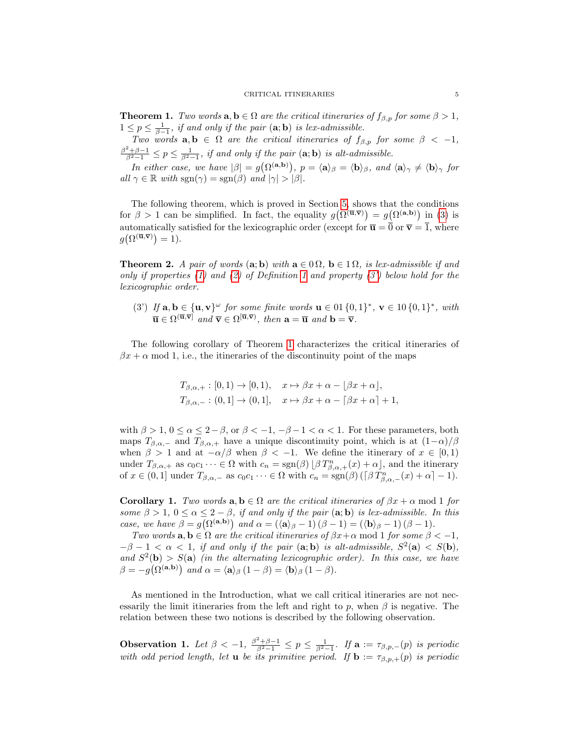**Theorem 1.** *Two words $\mathbf{a}, \mathbf{b} \in \Omega$ are the critical itineraries of $f_{\beta,p}$ for some $\beta > 1$, $1 \le p \le \frac{1}{\beta-1}$, if and only if the pair $(\mathbf{a}; \mathbf{b})$ is lex-admissible.*

*Two words $\mathbf{a}, \mathbf{b} \in \Omega$ are the critical itineraries of $f_{\beta,p}$ for some $\beta < -1$, $\frac{\beta^2+\beta-1}{\beta^2-1} \le p \le \frac{1}{\beta^2-1}$, if and only if the pair $(\mathbf{a}; \mathbf{b})$ is alt-admissible.*

*In either case, we have $|\beta| = g\big(\Omega^{(\mathbf{a},\mathbf{b})}\big)$, $p = \langle \mathbf{a} \rangle_\beta = \langle \mathbf{b} \rangle_\beta$, and $\langle \mathbf{a} \rangle_\gamma \ne \langle \mathbf{b} \rangle_\gamma$ for all $\gamma \in \mathbb{R}$ with $\mathrm{sgn}(\gamma) = \mathrm{sgn}(\beta)$ and $|\gamma| > |\beta|$.*

The following theorem, which is proved in Section 5, shows that the conditions for $\beta > 1$ can be simplified. In fact, the equality $g\big(\Omega^{(\overline{\mathbf{u}},\overline{\mathbf{v}})}\big) = g\big(\Omega^{(\mathbf{a},\mathbf{b})}\big)$ in (3) is automatically satisfied for the lexicographic order (except for $\overline{\mathbf{u}} = \overline{0}$ or $\overline{\mathbf{v}} = \overline{1}$, where $g\big(\Omega^{(\overline{\mathbf{u}},\overline{\mathbf{v}})}\big) = 1$).

**Theorem 2.** *A pair of words $(\mathbf{a}; \mathbf{b})$ with $\mathbf{a} \in 0\,\Omega$, $\mathbf{b} \in 1\,\Omega$, is lex-admissible if and only if properties (1) and (2) of Definition 1 and property (3') below hold for the lexicographic order.*

(3') *If $\mathbf{a}, \mathbf{b} \in \{\mathbf{u}, \mathbf{v}\}^\omega$ for some finite words $\mathbf{u} \in 01\,\{0,1\}^*$, $\mathbf{v} \in 10\,\{0,1\}^*$, with $\overline{\mathbf{u}} \in \Omega^{(\overline{\mathbf{u}},\overline{\mathbf{v}}]}$ and $\overline{\mathbf{v}} \in \Omega^{[\overline{\mathbf{u}},\overline{\mathbf{v}})}$, then $\mathbf{a} = \overline{\mathbf{u}}$ and $\mathbf{b} = \overline{\mathbf{v}}$.*

The following corollary of Theorem 1 characterizes the critical itineraries of $\beta x + \alpha \bmod 1$, i.e., the itineraries of the discontinuity point of the maps

$$T_{\beta,\alpha,+} : [0,1) \to [0,1), \quad x \mapsto \beta x + \alpha - \lfloor \beta x + \alpha \rfloor,$$
$$T_{\beta,\alpha,-} : (0,1] \to (0,1], \quad x \mapsto \beta x + \alpha - \lceil \beta x + \alpha \rceil + 1,$$

with $\beta > 1$, $0 \le \alpha \le 2 - \beta$, or $\beta < -1$, $-\beta - 1 < \alpha < 1$. For these parameters, both maps $T_{\beta,\alpha,-}$ and $T_{\beta,\alpha,+}$ have a unique discontinuity point, which is at $(1-\alpha)/\beta$ when $\beta > 1$ and at $-\alpha/\beta$ when $\beta < -1$. We define the itinerary of $x \in [0,1)$ under $T_{\beta,\alpha,+}$ as $c_0 c_1 \cdots \in \Omega$ with $c_n = \mathrm{sgn}(\beta) \lfloor \beta\, T^n_{\beta,\alpha,+}(x) + \alpha \rfloor$, and the itinerary of $x \in (0,1]$ under $T_{\beta,\alpha,-}$ as $c_0 c_1 \cdots \in \Omega$ with $c_n = \mathrm{sgn}(\beta) \left( \lceil \beta\, T^n_{\beta,\alpha,-}(x) + \alpha \rceil - 1 \right)$.

**Corollary 1.** *Two words $\mathbf{a}, \mathbf{b} \in \Omega$ are the critical itineraries of $\beta x + \alpha \bmod 1$ for some $\beta > 1$, $0 \le \alpha \le 2 - \beta$, if and only if the pair $(\mathbf{a}; \mathbf{b})$ is lex-admissible. In this case, we have $\beta = g\big(\Omega^{(\mathbf{a},\mathbf{b})}\big)$ and $\alpha = (\langle \mathbf{a} \rangle_\beta - 1)(\beta - 1) = (\langle \mathbf{b} \rangle_\beta - 1)(\beta - 1)$.*

*Two words $\mathbf{a}, \mathbf{b} \in \Omega$ are the critical itineraries of $\beta x + \alpha \bmod 1$ for some $\beta < -1$, $-\beta - 1 < \alpha < 1$, if and only if the pair $(\mathbf{a}; \mathbf{b})$ is alt-admissible, $S^2(\mathbf{a}) < S(\mathbf{b})$, and $S^2(\mathbf{b}) > S(\mathbf{a})$ (in the alternating lexicographic order). In this case, we have $\beta = -g\big(\Omega^{(\mathbf{a},\mathbf{b})}\big)$ and $\alpha = \langle \mathbf{a} \rangle_\beta\, (1 - \beta) = \langle \mathbf{b} \rangle_\beta\, (1 - \beta)$.*

As mentioned in the Introduction, what we call critical itineraries are not necessarily the limit itineraries from the left and right to $p$, when $\beta$ is negative. The relation between these two notions is described by the following observation.

**Observation 1.** *Let $\beta < -1$, $\frac{\beta^2+\beta-1}{\beta^2-1} \le p \le \frac{1}{\beta^2-1}$. If $\mathbf{a} := \tau_{\beta,p,-}(p)$ is periodic with odd period length, let $\mathbf{u}$ be its primitive period. If $\mathbf{b} := \tau_{\beta,p,+}(p)$ is periodic*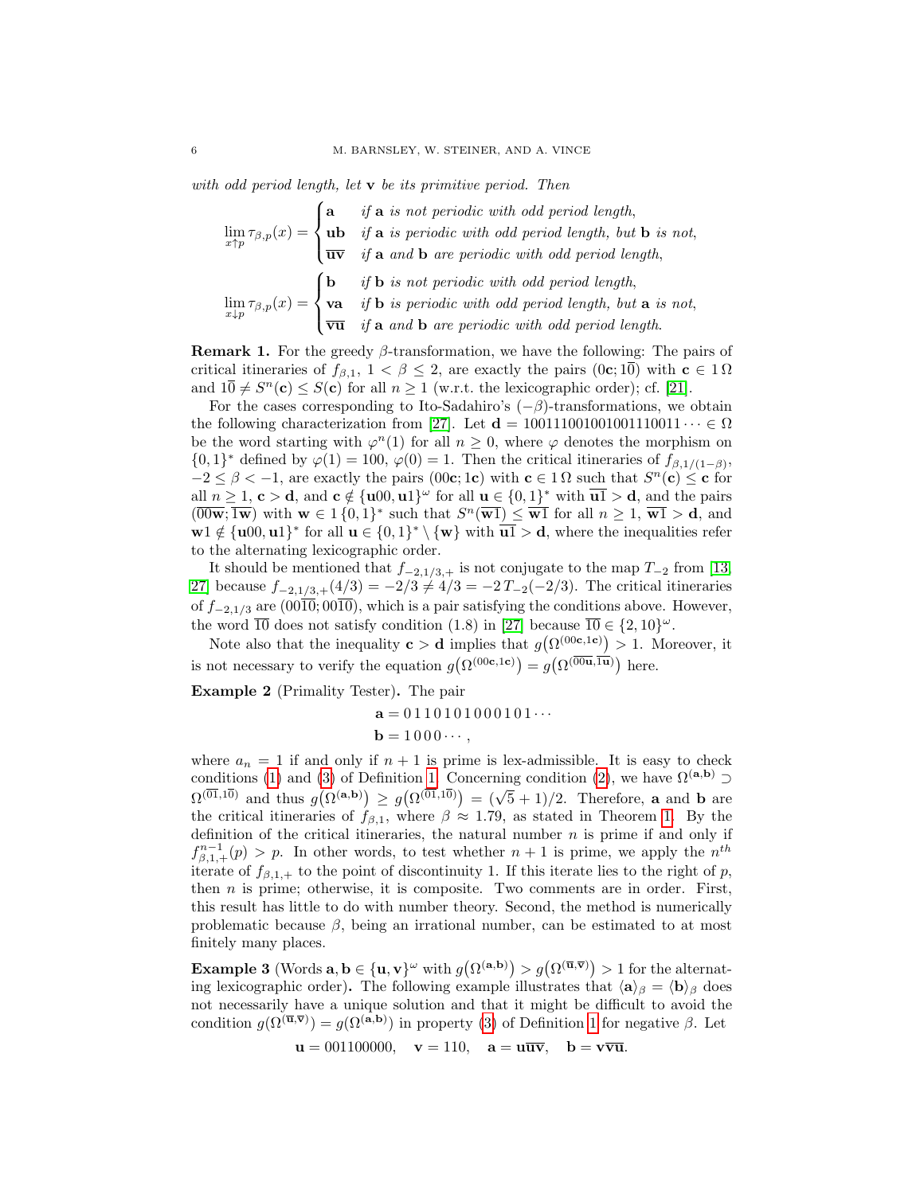*with odd period length, let* $\mathbf{v}$ *be its primitive period. Then*

$$\lim_{x\uparrow p} \tau_{\beta,p}(x) = \begin{cases} \mathbf{a} & \text{if } \mathbf{a} \text{ is not periodic with odd period length,} \\ \mathbf{u}\mathbf{b} & \text{if } \mathbf{a} \text{ is periodic with odd period length, but } \mathbf{b} \text{ is not,} \\ \overline{\mathbf{u}\mathbf{v}} & \text{if } \mathbf{a} \text{ and } \mathbf{b} \text{ are periodic with odd period length,} \end{cases}$$

$$\lim_{x\downarrow p} \tau_{\beta,p}(x) = \begin{cases} \mathbf{b} & \text{if } \mathbf{b} \text{ is not periodic with odd period length,} \\ \mathbf{v}\mathbf{a} & \text{if } \mathbf{b} \text{ is periodic with odd period length, but } \mathbf{a} \text{ is not,} \\ \overline{\mathbf{v}\mathbf{u}} & \text{if } \mathbf{a} \text{ and } \mathbf{b} \text{ are periodic with odd period length.} \end{cases}$$

**Remark 1.** For the greedy $\beta$-transformation, we have the following: The pairs of critical itineraries of $f_{\beta,1}$, $1 < \beta \le 2$, are exactly the pairs $(0\mathbf{c}; 1\overline{0})$ with $\mathbf{c} \in 1\,\Omega$ and $1\overline{0} \ne S^n(\mathbf{c}) \le S(\mathbf{c})$ for all $n \ge 1$ (w.r.t. the lexicographic order); cf. [21].

For the cases corresponding to Ito-Sadahiro's $(-\beta)$-transformations, we obtain the following characterization from [27]. Let $\mathbf{d} = 100111001001001110011\cdots \in \Omega$ be the word starting with $\varphi^n(1)$ for all $n \ge 0$, where $\varphi$ denotes the morphism on $\{0,1\}^*$ defined by $\varphi(1) = 100$, $\varphi(0) = 1$. Then the critical itineraries of $f_{\beta,1/(1-\beta)}$, $-2 \le \beta < -1$, are exactly the pairs $(00\mathbf{c}; 1\mathbf{c})$ with $\mathbf{c} \in 1\,\Omega$ such that $S^n(\mathbf{c}) \le \mathbf{c}$ for all $n \ge 1$, $\mathbf{c} > \mathbf{d}$, and $\mathbf{c} \notin \{\mathbf{u}00, \mathbf{u}1\}^\omega$ for all $\mathbf{u} \in \{0,1\}^*$ with $\overline{\mathbf{u}1} > \mathbf{d}$, and the pairs $(\overline{00\mathbf{w}}; \overline{1\mathbf{w}})$ with $\mathbf{w} \in 1\,\{0,1\}^*$ such that $S^n(\overline{\mathbf{w}1}) \le \overline{\mathbf{w}1}$ for all $n \ge 1$, $\overline{\mathbf{w}1} > \mathbf{d}$, and $\mathbf{w}1 \notin \{\mathbf{u}00, \mathbf{u}1\}^*$ for all $\mathbf{u} \in \{0,1\}^* \setminus \{\mathbf{w}\}$ with $\overline{\mathbf{u}1} > \mathbf{d}$, where the inequalities refer to the alternating lexicographic order.

It should be mentioned that $f_{-2,1/3,+}$ is not conjugate to the map $T_{-2}$ from [13, 27] because $f_{-2,1/3,+}(4/3) = -2/3 \ne 4/3 = -2\,T_{-2}(-2/3)$. The critical itineraries of $f_{-2,1/3}$ are $(00\overline{10}; 00\overline{10})$, which is a pair satisfying the conditions above. However, the word $\overline{10}$ does not satisfy condition (1.8) in [27] because $\overline{10} \in \{2, 10\}^\omega$.

Note also that the inequality $\mathbf{c} > \mathbf{d}$ implies that $g\big(\Omega^{(00\mathbf{c},1\mathbf{c})}\big) > 1$. Moreover, it is not necessary to verify the equation $g\big(\Omega^{(00\mathbf{c},1\mathbf{c})}\big) = g\big(\Omega^{(\overline{00\mathbf{u}},\overline{1\mathbf{u}})}\big)$ here.

**Example 2** (Primality Tester)**.** The pair

$$\mathbf{a} = 0\,1\,1\,0\,1\,0\,1\,0\,0\,0\,1\,0\,1\cdots$$
$$\mathbf{b} = 1\,0\,0\,0\cdots,$$

where $a_n = 1$ if and only if $n+1$ is prime is lex-admissible. It is easy to check conditions (1) and (3) of Definition 1. Concerning condition (2), we have $\Omega^{(\mathbf{a},\mathbf{b})} \supset \Omega^{(\overline{01},1\overline{0})}$ and thus $g\big(\Omega^{(\mathbf{a},\mathbf{b})}\big) \ge g\big(\Omega^{(\overline{01},1\overline{0})}\big) = (\sqrt{5}+1)/2$. Therefore, $\mathbf{a}$ and $\mathbf{b}$ are the critical itineraries of $f_{\beta,1}$, where $\beta \approx 1.79$, as stated in Theorem 1. By the definition of the critical itineraries, the natural number $n$ is prime if and only if $f^{n-1}_{\beta,1,+}(p) > p$. In other words, to test whether $n+1$ is prime, we apply the $n^{th}$ iterate of $f_{\beta,1,+}$ to the point of discontinuity 1. If this iterate lies to the right of $p$, then $n$ is prime; otherwise, it is composite. Two comments are in order. First, this result has little to do with number theory. Second, the method is numerically problematic because $\beta$, being an irrational number, can be estimated to at most finitely many places.

**Example 3** (Words $\mathbf{a}, \mathbf{b} \in \{\mathbf{u}, \mathbf{v}\}^\omega$ with $g\big(\Omega^{(\mathbf{a},\mathbf{b})}\big) > g\big(\Omega^{(\overline{\mathbf{u}},\overline{\mathbf{v}})}\big) > 1$ for the alternating lexicographic order)**.** The following example illustrates that $\langle \mathbf{a} \rangle_\beta = \langle \mathbf{b} \rangle_\beta$ does not necessarily have a unique solution and that it might be difficult to avoid the condition $g(\Omega^{(\overline{\mathbf{u}},\overline{\mathbf{v}})}) = g(\Omega^{(\mathbf{a},\mathbf{b})})$ in property (3) of Definition 1 for negative $\beta$. Let

$$\mathbf{u} = 001100000, \quad \mathbf{v} = 110, \quad \mathbf{a} = \mathbf{u}\overline{\mathbf{u}\mathbf{v}}, \quad \mathbf{b} = \mathbf{v}\overline{\mathbf{v}\mathbf{u}}.$$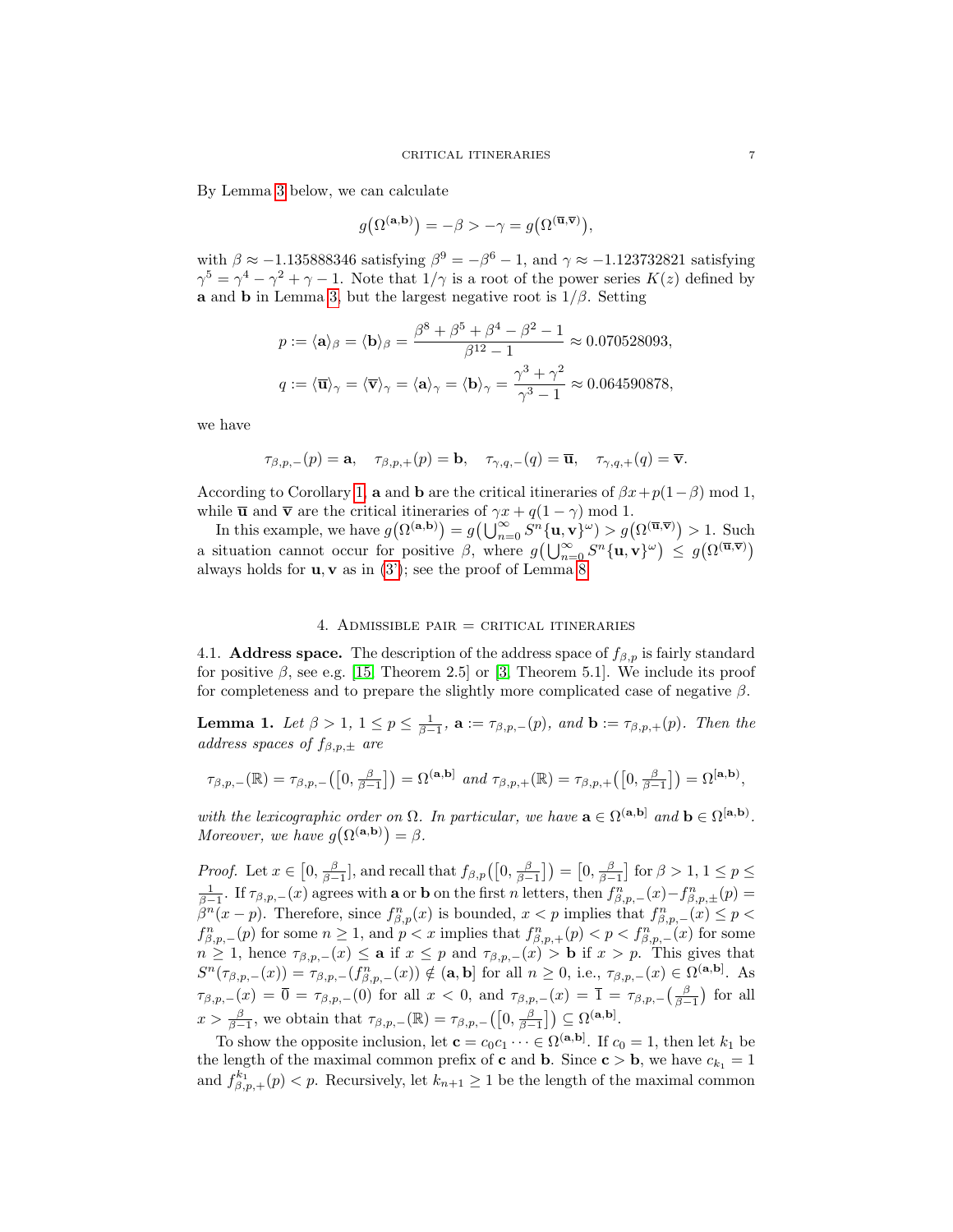By Lemma 3 below, we can calculate

$$g\big(\Omega^{(\mathbf{a},\mathbf{b})}\big) = -\beta > -\gamma = g\big(\Omega^{(\overline{\mathbf{u}},\overline{\mathbf{v}})}\big),$$

with $\beta \approx -1.135888346$ satisfying $\beta^9 = -\beta^6 - 1$, and $\gamma \approx -1.123732821$ satisfying $\gamma^5 = \gamma^4 - \gamma^2 + \gamma - 1$. Note that $1/\gamma$ is a root of the power series $K(z)$ defined by $\mathbf{a}$ and $\mathbf{b}$ in Lemma 3, but the largest negative root is $1/\beta$. Setting

$$p := \langle \mathbf{a} \rangle_\beta = \langle \mathbf{b} \rangle_\beta = \frac{\beta^8 + \beta^5 + \beta^4 - \beta^2 - 1}{\beta^{12} - 1} \approx 0.070528093,$$

$$q := \langle \overline{\mathbf{u}} \rangle_\gamma = \langle \overline{\mathbf{v}} \rangle_\gamma = \langle \mathbf{a} \rangle_\gamma = \langle \mathbf{b} \rangle_\gamma = \frac{\gamma^3 + \gamma^2}{\gamma^3 - 1} \approx 0.064590878,$$

we have

$$\tau_{\beta,p,-}(p) = \mathbf{a}, \quad \tau_{\beta,p,+}(p) = \mathbf{b}, \quad \tau_{\gamma,q,-}(q) = \overline{\mathbf{u}}, \quad \tau_{\gamma,q,+}(q) = \overline{\mathbf{v}}.$$

According to Corollary 1, $\mathbf{a}$ and $\mathbf{b}$ are the critical itineraries of $\beta x + p(1-\beta) \bmod 1$, while $\overline{\mathbf{u}}$ and $\overline{\mathbf{v}}$ are the critical itineraries of $\gamma x + q(1-\gamma) \bmod 1$.

In this example, we have $g\big(\Omega^{(\mathbf{a},\mathbf{b})}\big) = g\big(\bigcup_{n=0}^\infty S^n\{\mathbf{u},\mathbf{v}\}^\omega\big) > g\big(\Omega^{(\overline{\mathbf{u}},\overline{\mathbf{v}})}\big) > 1$. Such a situation cannot occur for positive $\beta$, where $g\big(\bigcup_{n=0}^\infty S^n\{\mathbf{u},\mathbf{v}\}^\omega\big) \le g\big(\Omega^{(\overline{\mathbf{u}},\overline{\mathbf{v}})}\big)$ always holds for $\mathbf{u}, \mathbf{v}$ as in (3'); see the proof of Lemma 8.

## 4. Admissible pair = critical itineraries

**4.1. Address space.** The description of the address space of $f_{\beta,p}$ is fairly standard for positive $\beta$, see e.g. [15, Theorem 2.5] or [3, Theorem 5.1]. We include its proof for completeness and to prepare the slightly more complicated case of negative $\beta$.

**Lemma 1.** *Let $\beta > 1$, $1 \le p \le \frac{1}{\beta-1}$, $\mathbf{a} := \tau_{\beta,p,-}(p)$, and $\mathbf{b} := \tau_{\beta,p,+}(p)$. Then the address spaces of $f_{\beta,p,\pm}$ are*

$$\tau_{\beta,p,-}(\mathbb{R}) = \tau_{\beta,p,-}\big(\big[0, \tfrac{\beta}{\beta-1}\big]\big) = \Omega^{(\mathbf{a},\mathbf{b}]} \text{ and } \tau_{\beta,p,+}(\mathbb{R}) = \tau_{\beta,p,+}\big(\big[0, \tfrac{\beta}{\beta-1}\big]\big) = \Omega^{[\mathbf{a},\mathbf{b})},$$

*with the lexicographic order on $\Omega$. In particular, we have $\mathbf{a} \in \Omega^{(\mathbf{a},\mathbf{b}]}$ and $\mathbf{b} \in \Omega^{[\mathbf{a},\mathbf{b})}$. Moreover, we have $g\big(\Omega^{(\mathbf{a},\mathbf{b})}\big) = \beta$.*

*Proof.* Let $x \in \big[0, \frac{\beta}{\beta-1}\big]$, and recall that $f_{\beta,p}\big(\big[0, \frac{\beta}{\beta-1}\big]\big) = \big[0, \frac{\beta}{\beta-1}\big]$ for $\beta > 1$, $1 \le p \le \frac{1}{\beta-1}$. If $\tau_{\beta,p,-}(x)$ agrees with $\mathbf{a}$ or $\mathbf{b}$ on the first $n$ letters, then $f^n_{\beta,p,-}(x) - f^n_{\beta,p,\pm}(p) = \beta^n(x-p)$. Therefore, since $f^n_{\beta,p}(x)$ is bounded, $x < p$ implies that $f^n_{\beta,p,-}(x) \le p < f^n_{\beta,p,-}(p)$ for some $n \ge 1$, and $p < x$ implies that $f^n_{\beta,p,+}(p) < p < f^n_{\beta,p,-}(x)$ for some $n \ge 1$, hence $\tau_{\beta,p,-}(x) \le \mathbf{a}$ if $x \le p$ and $\tau_{\beta,p,-}(x) > \mathbf{b}$ if $x > p$. This gives that $S^n(\tau_{\beta,p,-}(x)) = \tau_{\beta,p,-}(f^n_{\beta,p,-}(x)) \notin (\mathbf{a},\mathbf{b}]$ for all $n \ge 0$, i.e., $\tau_{\beta,p,-}(x) \in \Omega^{(\mathbf{a},\mathbf{b}]}$. As $\tau_{\beta,p,-}(x) = \overline{0} = \tau_{\beta,p,-}(0)$ for all $x < 0$, and $\tau_{\beta,p,-}(x) = \overline{1} = \tau_{\beta,p,-}\big(\frac{\beta}{\beta-1}\big)$ for all $x > \frac{\beta}{\beta-1}$, we obtain that $\tau_{\beta,p,-}(\mathbb{R}) = \tau_{\beta,p,-}\big(\big[0, \frac{\beta}{\beta-1}\big]\big) \subseteq \Omega^{(\mathbf{a},\mathbf{b}]}$.

To show the opposite inclusion, let $\mathbf{c} = c_0 c_1 \cdots \in \Omega^{(\mathbf{a},\mathbf{b}]}$. If $c_0 = 1$, then let $k_1$ be the length of the maximal common prefix of $\mathbf{c}$ and $\mathbf{b}$. Since $\mathbf{c} > \mathbf{b}$, we have $c_{k_1} = 1$ and $f^{k_1}_{\beta,p,+}(p) < p$. Recursively, let $k_{n+1} \ge 1$ be the length of the maximal common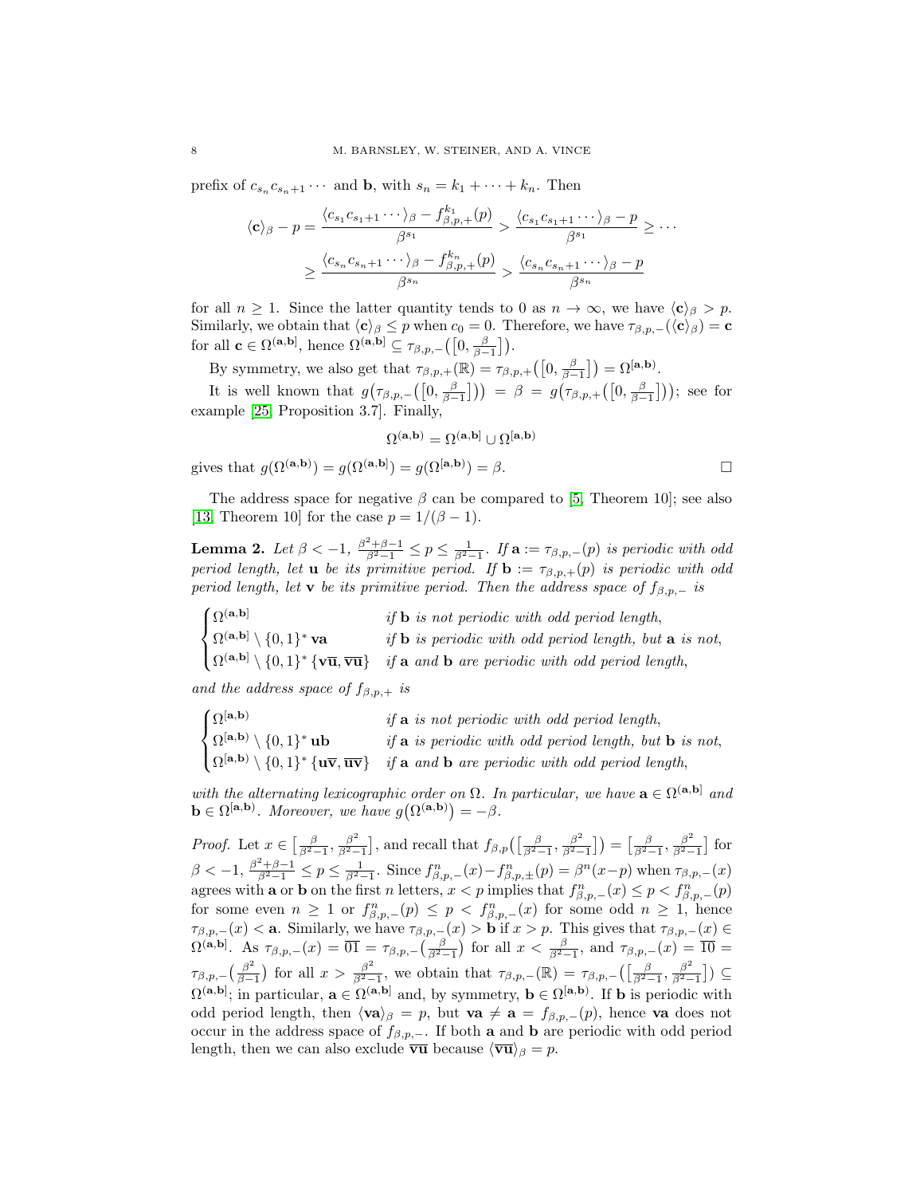prefix of $c_{s_n} c_{s_n+1} \cdots$ and $\mathbf{b}$, with $s_n = k_1 + \cdots + k_n$. Then

$$\langle \mathbf{c} \rangle_\beta - p = \frac{\langle c_{s_1} c_{s_1+1} \cdots \rangle_\beta - f_{\beta,p,+}^{k_1}(p)}{\beta^{s_1}} > \frac{\langle c_{s_1} c_{s_1+1} \cdots \rangle_\beta - p}{\beta^{s_1}} \geq \cdots$$
$$\geq \frac{\langle c_{s_n} c_{s_n+1} \cdots \rangle_\beta - f_{\beta,p,+}^{k_n}(p)}{\beta^{s_n}} > \frac{\langle c_{s_n} c_{s_n+1} \cdots \rangle_\beta - p}{\beta^{s_n}}$$

for all $n \geq 1$. Since the latter quantity tends to 0 as $n \to \infty$, we have $\langle \mathbf{c} \rangle_\beta > p$. Similarly, we obtain that $\langle \mathbf{c} \rangle_\beta \leq p$ when $c_0 = 0$. Therefore, we have $\tau_{\beta,p,-}(\langle \mathbf{c} \rangle_\beta) = \mathbf{c}$ for all $\mathbf{c} \in \Omega^{(\mathbf{a},\mathbf{b}]}$, hence $\Omega^{(\mathbf{a},\mathbf{b}]} \subseteq \tau_{\beta,p,-}\big(\big[0, \frac{\beta}{\beta-1}\big]\big)$.

By symmetry, we also get that $\tau_{\beta,p,+}(\mathbb{R}) = \tau_{\beta,p,+}\big(\big[0, \frac{\beta}{\beta-1}\big]\big) = \Omega^{[\mathbf{a},\mathbf{b})}$.

It is well known that $g\big(\tau_{\beta,p,-}\big(\big[0, \frac{\beta}{\beta-1}\big]\big)\big) = \beta = g\big(\tau_{\beta,p,+}\big(\big[0, \frac{\beta}{\beta-1}\big]\big)\big)$; see for example [25, Proposition 3.7]. Finally,

$$\Omega^{(\mathbf{a},\mathbf{b})} = \Omega^{(\mathbf{a},\mathbf{b}]} \cup \Omega^{[\mathbf{a},\mathbf{b})}$$

gives that $g(\Omega^{(\mathbf{a},\mathbf{b})}) = g(\Omega^{(\mathbf{a},\mathbf{b}]}) = g(\Omega^{[\mathbf{a},\mathbf{b})}) = \beta$. □

The address space for negative $\beta$ can be compared to [5, Theorem 10]; see also [13, Theorem 10] for the case $p = 1/(\beta - 1)$.

**Lemma 2.** *Let $\beta < -1$, $\frac{\beta^2+\beta-1}{\beta^2-1} \leq p \leq \frac{1}{\beta^2-1}$. If $\mathbf{a} := \tau_{\beta,p,-}(p)$ is periodic with odd period length, let $\mathbf{u}$ be its primitive period. If $\mathbf{b} := \tau_{\beta,p,+}(p)$ is periodic with odd period length, let $\mathbf{v}$ be its primitive period. Then the address space of $f_{\beta,p,-}$ is*

$$\begin{cases} \Omega^{(\mathbf{a},\mathbf{b}]} & \text{if } \mathbf{b} \text{ is not periodic with odd period length,} \\ \Omega^{(\mathbf{a},\mathbf{b}]} \setminus \{0,1\}^* \, \mathbf{va} & \text{if } \mathbf{b} \text{ is periodic with odd period length, but } \mathbf{a} \text{ is not,} \\ \Omega^{(\mathbf{a},\mathbf{b}]} \setminus \{0,1\}^* \, \{\mathbf{v}\overline{\mathbf{u}}, \overline{\mathbf{v}\mathbf{u}}\} & \text{if } \mathbf{a} \text{ and } \mathbf{b} \text{ are periodic with odd period length,} \end{cases}$$

*and the address space of $f_{\beta,p,+}$ is*

$$\begin{cases} \Omega^{[\mathbf{a},\mathbf{b})} & \text{if } \mathbf{a} \text{ is not periodic with odd period length,} \\ \Omega^{[\mathbf{a},\mathbf{b})} \setminus \{0,1\}^* \, \mathbf{ub} & \text{if } \mathbf{a} \text{ is periodic with odd period length, but } \mathbf{b} \text{ is not,} \\ \Omega^{[\mathbf{a},\mathbf{b})} \setminus \{0,1\}^* \, \{\mathbf{u}\overline{\mathbf{v}}, \overline{\mathbf{u}\mathbf{v}}\} & \text{if } \mathbf{a} \text{ and } \mathbf{b} \text{ are periodic with odd period length,} \end{cases}$$

*with the alternating lexicographic order on $\Omega$. In particular, we have $\mathbf{a} \in \Omega^{(\mathbf{a},\mathbf{b}]}$ and $\mathbf{b} \in \Omega^{[\mathbf{a},\mathbf{b})}$. Moreover, we have $g\big(\Omega^{(\mathbf{a},\mathbf{b})}\big) = -\beta$.*

*Proof.* Let $x \in \big[\frac{\beta}{\beta^2-1}, \frac{\beta^2}{\beta^2-1}\big]$, and recall that $f_{\beta,p}\big(\big[\frac{\beta}{\beta^2-1}, \frac{\beta^2}{\beta^2-1}\big]\big) = \big[\frac{\beta}{\beta^2-1}, \frac{\beta^2}{\beta^2-1}\big]$ for $\beta < -1$, $\frac{\beta^2+\beta-1}{\beta^2-1} \leq p \leq \frac{1}{\beta^2-1}$. Since $f_{\beta,p,-}^n(x) - f_{\beta,p,\pm}^n(p) = \beta^n(x-p)$ when $\tau_{\beta,p,-}(x)$ agrees with $\mathbf{a}$ or $\mathbf{b}$ on the first $n$ letters, $x < p$ implies that $f_{\beta,p,-}^n(x) \leq p < f_{\beta,p,-}^n(p)$ for some even $n \geq 1$ or $f_{\beta,p,-}^n(p) \leq p < f_{\beta,p,-}^n(x)$ for some odd $n \geq 1$, hence $\tau_{\beta,p,-}(x) < \mathbf{a}$. Similarly, we have $\tau_{\beta,p,-}(x) > \mathbf{b}$ if $x > p$. This gives that $\tau_{\beta,p,-}(x) \in \Omega^{(\mathbf{a},\mathbf{b}]}$. As $\tau_{\beta,p,-}(x) = \overline{01} = \tau_{\beta,p,-}\big(\frac{\beta}{\beta^2-1}\big)$ for all $x < \frac{\beta}{\beta^2-1}$, and $\tau_{\beta,p,-}(x) = \overline{10} = \tau_{\beta,p,-}\big(\frac{\beta^2}{\beta-1}\big)$ for all $x > \frac{\beta^2}{\beta^2-1}$, we obtain that $\tau_{\beta,p,-}(\mathbb{R}) = \tau_{\beta,p,-}\big(\big[\frac{\beta}{\beta^2-1}, \frac{\beta^2}{\beta^2-1}\big]\big) \subseteq \Omega^{(\mathbf{a},\mathbf{b}]}$; in particular, $\mathbf{a} \in \Omega^{(\mathbf{a},\mathbf{b}]}$ and, by symmetry, $\mathbf{b} \in \Omega^{[\mathbf{a},\mathbf{b})}$. If $\mathbf{b}$ is periodic with odd period length, then $\langle \mathbf{va} \rangle_\beta = p$, but $\mathbf{va} \neq \mathbf{a} = f_{\beta,p,-}(p)$, hence $\mathbf{va}$ does not occur in the address space of $f_{\beta,p,-}$. If both $\mathbf{a}$ and $\mathbf{b}$ are periodic with odd period length, then we can also exclude $\overline{\mathbf{vu}}$ because $\langle \overline{\mathbf{vu}} \rangle_\beta = p$.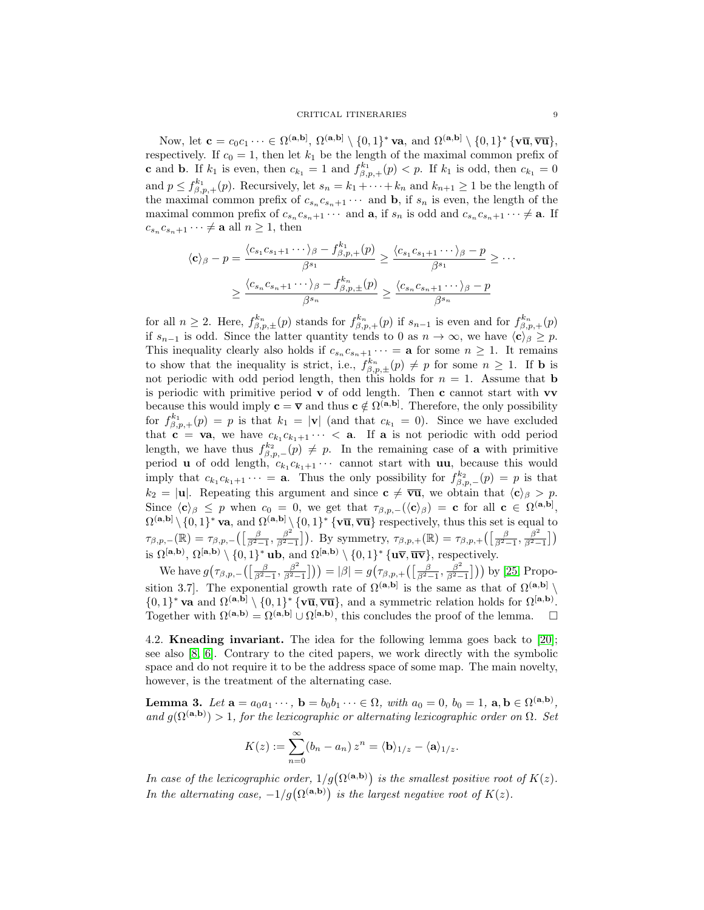Now, let $\mathbf{c} = c_0 c_1 \cdots \in \Omega^{(\mathbf{a},\mathbf{b}]}$, $\Omega^{(\mathbf{a},\mathbf{b}]} \setminus \{0,1\}^* \, \mathbf{va}$, and $\Omega^{(\mathbf{a},\mathbf{b}]} \setminus \{0,1\}^* \{\mathbf{v}\overline{\mathbf{u}}, \overline{\mathbf{v}\mathbf{u}}\}$, respectively. If $c_0 = 1$, then let $k_1$ be the length of the maximal common prefix of $\mathbf{c}$ and $\mathbf{b}$. If $k_1$ is even, then $c_{k_1} = 1$ and $f_{\beta,p,+}^{k_1}(p) < p$. If $k_1$ is odd, then $c_{k_1} = 0$ and $p \le f_{\beta,p,+}^{k_1}(p)$. Recursively, let $s_n = k_1 + \cdots + k_n$ and $k_{n+1} \ge 1$ be the length of the maximal common prefix of $c_{s_n} c_{s_n+1} \cdots$ and $\mathbf{b}$, if $s_n$ is even, the length of the maximal common prefix of $c_{s_n} c_{s_n+1} \cdots$ and $\mathbf{a}$, if $s_n$ is odd and $c_{s_n} c_{s_n+1} \cdots \neq \mathbf{a}$. If $c_{s_n} c_{s_n+1} \cdots \neq \mathbf{a}$ all $n \ge 1$, then

$$
\begin{aligned}
\langle \mathbf{c} \rangle_\beta - p = \frac{\langle c_{s_1} c_{s_1+1} \cdots \rangle_\beta - f_{\beta,p,+}^{k_1}(p)}{\beta^{s_1}} &\ge \frac{\langle c_{s_1} c_{s_1+1} \cdots \rangle_\beta - p}{\beta^{s_1}} \ge \cdots \\
\ge \frac{\langle c_{s_n} c_{s_n+1} \cdots \rangle_\beta - f_{\beta,p,\pm}^{k_n}(p)}{\beta^{s_n}} &\ge \frac{\langle c_{s_n} c_{s_n+1} \cdots \rangle_\beta - p}{\beta^{s_n}}
\end{aligned}
$$

for all $n \ge 2$. Here, $f_{\beta,p,\pm}^{k_n}(p)$ stands for $f_{\beta,p,+}^{k_n}(p)$ if $s_{n-1}$ is even and for $f_{\beta,p,+}^{k_n}(p)$ if $s_{n-1}$ is odd. Since the latter quantity tends to 0 as $n \to \infty$, we have $\langle \mathbf{c} \rangle_\beta \ge p$. This inequality clearly also holds if $c_{s_n} c_{s_n+1} \cdots = \mathbf{a}$ for some $n \ge 1$. It remains to show that the inequality is strict, i.e., $f_{\beta,p,\pm}^{k_n}(p) \neq p$ for some $n \ge 1$. If $\mathbf{b}$ is not periodic with odd period length, then this holds for $n = 1$. Assume that $\mathbf{b}$ is periodic with primitive period $\mathbf{v}$ of odd length. Then $\mathbf{c}$ cannot start with $\mathbf{vv}$ because this would imply $\mathbf{c} = \overline{\mathbf{v}}$ and thus $\mathbf{c} \notin \Omega^{(\mathbf{a},\mathbf{b}]}$. Therefore, the only possibility for $f_{\beta,p,+}^{k_1}(p) = p$ is that $k_1 = |\mathbf{v}|$ (and that $c_{k_1} = 0$). Since we have excluded that $\mathbf{c} = \mathbf{va}$, we have $c_{k_1} c_{k_1+1} \cdots < \mathbf{a}$. If $\mathbf{a}$ is not periodic with odd period length, we have thus $f_{\beta,p,-}^{k_2}(p) \neq p$. In the remaining case of $\mathbf{a}$ with primitive period $\mathbf{u}$ of odd length, $c_{k_1} c_{k_1+1} \cdots$ cannot start with $\mathbf{uu}$, because this would imply that $c_{k_1} c_{k_1+1} \cdots = \mathbf{a}$. Thus the only possibility for $f_{\beta,p,-}^{k_2}(p) = p$ is that $k_2 = |\mathbf{u}|$. Repeating this argument and since $\mathbf{c} \neq \overline{\mathbf{v}\mathbf{u}}$, we obtain that $\langle \mathbf{c} \rangle_\beta > p$. Since $\langle \mathbf{c} \rangle_\beta \le p$ when $c_0 = 0$, we get that $\tau_{\beta,p,-}(\langle \mathbf{c} \rangle_\beta) = \mathbf{c}$ for all $\mathbf{c} \in \Omega^{(\mathbf{a},\mathbf{b}]}$, $\Omega^{(\mathbf{a},\mathbf{b}]} \setminus \{0,1\}^* \, \mathbf{va}$, and $\Omega^{(\mathbf{a},\mathbf{b}]} \setminus \{0,1\}^* \{\mathbf{v}\overline{\mathbf{u}}, \overline{\mathbf{v}\mathbf{u}}\}$ respectively, thus this set is equal to $\tau_{\beta,p,-}(\mathbb{R}) = \tau_{\beta,p,-}\big(\big[\frac{\beta}{\beta^2-1}, \frac{\beta^2}{\beta^2-1}\big]\big)$. By symmetry, $\tau_{\beta,p,+}(\mathbb{R}) = \tau_{\beta,p,+}\big(\big[\frac{\beta}{\beta^2-1}, \frac{\beta^2}{\beta^2-1}\big]\big)$ is $\Omega^{[\mathbf{a},\mathbf{b})}$, $\Omega^{[\mathbf{a},\mathbf{b})} \setminus \{0,1\}^* \, \mathbf{ub}$, and $\Omega^{[\mathbf{a},\mathbf{b})} \setminus \{0,1\}^* \{\mathbf{u}\overline{\mathbf{v}}, \overline{\mathbf{u}\mathbf{v}}\}$, respectively.

We have $g\big(\tau_{\beta,p,-}\big(\big[\frac{\beta}{\beta^2-1}, \frac{\beta^2}{\beta^2-1}\big]\big)\big) = |\beta| = g\big(\tau_{\beta,p,+}\big(\big[\frac{\beta}{\beta^2-1}, \frac{\beta^2}{\beta^2-1}\big]\big)\big)$ by [25, Proposition 3.7]. The exponential growth rate of $\Omega^{(\mathbf{a},\mathbf{b}]}$ is the same as that of $\Omega^{(\mathbf{a},\mathbf{b}]} \setminus \{0,1\}^* \, \mathbf{va}$ and $\Omega^{(\mathbf{a},\mathbf{b}]} \setminus \{0,1\}^* \{\mathbf{v}\overline{\mathbf{u}}, \overline{\mathbf{v}\mathbf{u}}\}$, and a symmetric relation holds for $\Omega^{[\mathbf{a},\mathbf{b})}$. Together with $\Omega^{(\mathbf{a},\mathbf{b})} = \Omega^{(\mathbf{a},\mathbf{b}]} \cup \Omega^{[\mathbf{a},\mathbf{b})}$, this concludes the proof of the lemma. $\square$

4.2. **Kneading invariant.** The idea for the following lemma goes back to [20]; see also [8, 6]. Contrary to the cited papers, we work directly with the symbolic space and do not require it to be the address space of some map. The main novelty, however, is the treatment of the alternating case.

**Lemma 3.** *Let $\mathbf{a} = a_0 a_1 \cdots$, $\mathbf{b} = b_0 b_1 \cdots \in \Omega$, with $a_0 = 0$, $b_0 = 1$, $\mathbf{a}, \mathbf{b} \in \Omega^{(\mathbf{a},\mathbf{b})}$, and $g(\Omega^{(\mathbf{a},\mathbf{b})}) > 1$, for the lexicographic or alternating lexicographic order on $\Omega$. Set*

$$
K(z) := \sum_{n=0}^{\infty} (b_n - a_n) \, z^n = \langle \mathbf{b} \rangle_{1/z} - \langle \mathbf{a} \rangle_{1/z}.
$$

*In case of the lexicographic order, $1/g\big(\Omega^{(\mathbf{a},\mathbf{b})}\big)$ is the smallest positive root of $K(z)$. In the alternating case, $-1/g\big(\Omega^{(\mathbf{a},\mathbf{b})}\big)$ is the largest negative root of $K(z)$.*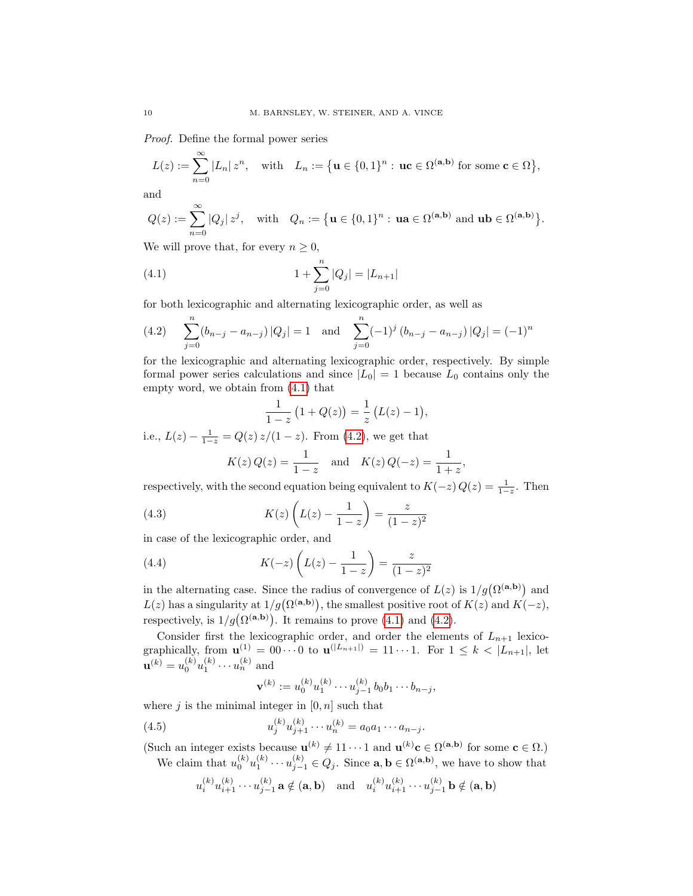*Proof.* Define the formal power series

$$L(z) := \sum_{n=0}^{\infty} |L_n|\, z^n, \quad \text{with} \quad L_n := \big\{\mathbf{u} \in \{0,1\}^n :\ \mathbf{uc} \in \Omega^{(\mathbf{a},\mathbf{b})} \text{ for some } \mathbf{c} \in \Omega\big\},$$

and

$$Q(z) := \sum_{n=0}^{\infty} |Q_j|\, z^j, \quad \text{with} \quad Q_n := \big\{\mathbf{u} \in \{0,1\}^n :\ \mathbf{ua} \in \Omega^{(\mathbf{a},\mathbf{b})} \text{ and } \mathbf{ub} \in \Omega^{(\mathbf{a},\mathbf{b})}\big\}.$$

We will prove that, for every $n \geq 0$,

$$1 + \sum_{j=0}^{n} |Q_j| = |L_{n+1}| \tag{4.1}$$

for both lexicographic and alternating lexicographic order, as well as

$$\sum_{j=0}^{n} (b_{n-j} - a_{n-j})\, |Q_j| = 1 \quad \text{and} \quad \sum_{j=0}^{n} (-1)^j\, (b_{n-j} - a_{n-j})\, |Q_j| = (-1)^n \tag{4.2}$$

for the lexicographic and alternating lexicographic order, respectively. By simple formal power series calculations and since $|L_0| = 1$ because $L_0$ contains only the empty word, we obtain from (4.1) that

$$\frac{1}{1-z}\big(1 + Q(z)\big) = \frac{1}{z}\big(L(z) - 1\big),$$

i.e., $L(z) - \frac{1}{1-z} = Q(z)\, z/(1-z)$. From (4.2), we get that

$$K(z)\, Q(z) = \frac{1}{1-z} \quad \text{and} \quad K(z)\, Q(-z) = \frac{1}{1+z},$$

respectively, with the second equation being equivalent to $K(-z)\, Q(z) = \frac{1}{1-z}$. Then

$$K(z)\left(L(z) - \frac{1}{1-z}\right) = \frac{z}{(1-z)^2} \tag{4.3}$$

in case of the lexicographic order, and

$$K(-z)\left(L(z) - \frac{1}{1-z}\right) = \frac{z}{(1-z)^2} \tag{4.4}$$

in the alternating case. Since the radius of convergence of $L(z)$ is $1/g\big(\Omega^{(\mathbf{a},\mathbf{b})}\big)$ and $L(z)$ has a singularity at $1/g\big(\Omega^{(\mathbf{a},\mathbf{b})}\big)$, the smallest positive root of $K(z)$ and $K(-z)$, respectively, is $1/g\big(\Omega^{(\mathbf{a},\mathbf{b})}\big)$. It remains to prove (4.1) and (4.2).

Consider first the lexicographic order, and order the elements of $L_{n+1}$ lexicographically, from $\mathbf{u}^{(1)} = 00\cdots0$ to $\mathbf{u}^{(|L_{n+1}|)} = 11\cdots1$. For $1 \leq k < |L_{n+1}|$, let $\mathbf{u}^{(k)} = u_0^{(k)} u_1^{(k)} \cdots u_n^{(k)}$ and

$$\mathbf{v}^{(k)} := u_0^{(k)} u_1^{(k)} \cdots u_{j-1}^{(k)}\, b_0 b_1 \cdots b_{n-j},$$

where $j$ is the minimal integer in $[0, n]$ such that

$$u_j^{(k)} u_{j+1}^{(k)} \cdots u_n^{(k)} = a_0 a_1 \cdots a_{n-j}. \tag{4.5}$$

(Such an integer exists because $\mathbf{u}^{(k)} \neq 11\cdots1$ and $\mathbf{u}^{(k)}\mathbf{c} \in \Omega^{(\mathbf{a},\mathbf{b})}$ for some $\mathbf{c} \in \Omega$.)

We claim that $u_0^{(k)} u_1^{(k)} \cdots u_{j-1}^{(k)} \in Q_j$. Since $\mathbf{a}, \mathbf{b} \in \Omega^{(\mathbf{a},\mathbf{b})}$, we have to show that

$$u_i^{(k)} u_{i+1}^{(k)} \cdots u_{j-1}^{(k)}\, \mathbf{a} \notin (\mathbf{a}, \mathbf{b}) \quad \text{and} \quad u_i^{(k)} u_{i+1}^{(k)} \cdots u_{j-1}^{(k)}\, \mathbf{b} \notin (\mathbf{a}, \mathbf{b})$$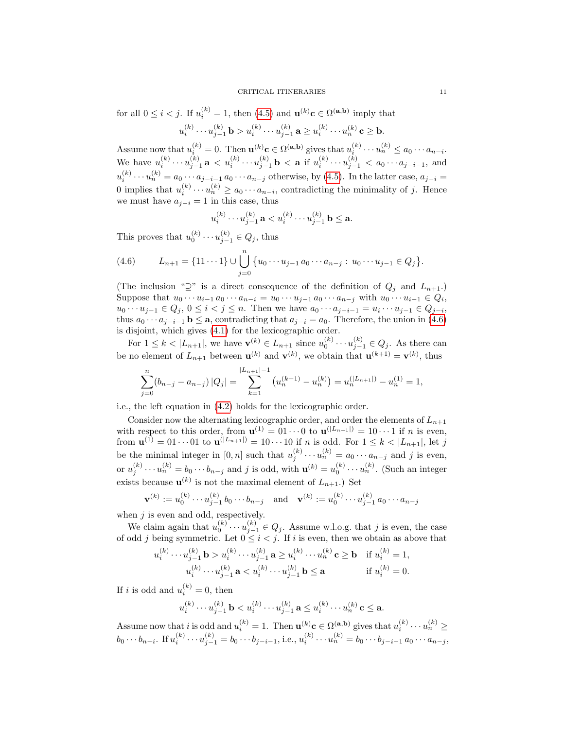for all $0 \le i < j$. If $u_i^{(k)} = 1$, then (4.5) and $\mathbf{u}^{(k)}\mathbf{c} \in \Omega^{(\mathbf{a},\mathbf{b})}$ imply that

$$u_i^{(k)} \cdots u_{j-1}^{(k)}\, \mathbf{b} > u_i^{(k)} \cdots u_{j-1}^{(k)}\, \mathbf{a} \ge u_i^{(k)} \cdots u_n^{(k)}\, \mathbf{c} \ge \mathbf{b}.$$

Assume now that $u_i^{(k)} = 0$. Then $\mathbf{u}^{(k)}\mathbf{c} \in \Omega^{(\mathbf{a},\mathbf{b})}$ gives that $u_i^{(k)} \cdots u_n^{(k)} \le a_0 \cdots a_{n-i}$. We have $u_i^{(k)} \cdots u_{j-1}^{(k)}\, \mathbf{a} < u_i^{(k)} \cdots u_{j-1}^{(k)}\, \mathbf{b} < \mathbf{a}$ if $u_i^{(k)} \cdots u_{j-1}^{(k)} < a_0 \cdots a_{j-i-1}$, and $u_i^{(k)} \cdots u_n^{(k)} = a_0 \cdots a_{j-i-1}\, a_0 \cdots a_{n-j}$ otherwise, by (4.5). In the latter case, $a_{j-i} = 0$ implies that $u_i^{(k)} \cdots u_n^{(k)} \ge a_0 \cdots a_{n-i}$, contradicting the minimality of $j$. Hence we must have $a_{j-i} = 1$ in this case, thus

$$u_i^{(k)} \cdots u_{j-1}^{(k)}\, \mathbf{a} < u_i^{(k)} \cdots u_{j-1}^{(k)}\, \mathbf{b} \le \mathbf{a}.$$

This proves that $u_0^{(k)} \cdots u_{j-1}^{(k)} \in Q_j$, thus

$$L_{n+1} = \{11 \cdots 1\} \cup \bigcup_{j=0}^{n} \big\{u_0 \cdots u_{j-1}\, a_0 \cdots a_{n-j} :\, u_0 \cdots u_{j-1} \in Q_j\big\}. \tag{4.6}$$

(The inclusion "$\supseteq$" is a direct consequence of the definition of $Q_j$ and $L_{n+1}$.) Suppose that $u_0 \cdots u_{i-1}\, a_0 \cdots a_{n-i} = u_0 \cdots u_{j-1}\, a_0 \cdots a_{n-j}$ with $u_0 \cdots u_{i-1} \in Q_i$, $u_0 \cdots u_{j-1} \in Q_j$, $0 \le i < j \le n$. Then we have $a_0 \cdots a_{j-i-1} = u_i \cdots u_{j-1} \in Q_{j-i}$, thus $a_0 \cdots a_{j-i-1}\, \mathbf{b} \le \mathbf{a}$, contradicting that $a_{j-i} = a_0$. Therefore, the union in (4.6) is disjoint, which gives (4.1) for the lexicographic order.

For $1 \le k < |L_{n+1}|$, we have $\mathbf{v}^{(k)} \in L_{n+1}$ since $u_0^{(k)} \cdots u_{j-1}^{(k)} \in Q_j$. As there can be no element of $L_{n+1}$ between $\mathbf{u}^{(k)}$ and $\mathbf{v}^{(k)}$, we obtain that $\mathbf{u}^{(k+1)} = \mathbf{v}^{(k)}$, thus

$$\sum_{j=0}^{n} (b_{n-j} - a_{n-j})\, |Q_j| = \sum_{k=1}^{|L_{n+1}|-1} \big(u_n^{(k+1)} - u_n^{(k)}\big) = u_n^{(|L_{n+1}|)} - u_n^{(1)} = 1,$$

i.e., the left equation in (4.2) holds for the lexicographic order.

Consider now the alternating lexicographic order, and order the elements of $L_{n+1}$ with respect to this order, from $\mathbf{u}^{(1)} = 01 \cdots 0$ to $\mathbf{u}^{(|L_{n+1}|)} = 10 \cdots 1$ if $n$ is even, from $\mathbf{u}^{(1)} = 01 \cdots 01$ to $\mathbf{u}^{(|L_{n+1}|)} = 10 \cdots 10$ if $n$ is odd. For $1 \le k < |L_{n+1}|$, let $j$ be the minimal integer in $[0, n]$ such that $u_j^{(k)} \cdots u_n^{(k)} = a_0 \cdots a_{n-j}$ and $j$ is even, or $u_j^{(k)} \cdots u_n^{(k)} = b_0 \cdots b_{n-j}$ and $j$ is odd, with $\mathbf{u}^{(k)} = u_0^{(k)} \cdots u_n^{(k)}$. (Such an integer exists because $\mathbf{u}^{(k)}$ is not the maximal element of $L_{n+1}$.) Set

$$\mathbf{v}^{(k)} := u_0^{(k)} \cdots u_{j-1}^{(k)}\, b_0 \cdots b_{n-j} \quad \text{and} \quad \mathbf{v}^{(k)} := u_0^{(k)} \cdots u_{j-1}^{(k)}\, a_0 \cdots a_{n-j}$$

when $j$ is even and odd, respectively.

We claim again that $u_0^{(k)} \cdots u_{j-1}^{(k)} \in Q_j$. Assume w.l.o.g. that $j$ is even, the case of odd $j$ being symmetric. Let $0 \le i < j$. If $i$ is even, then we obtain as above that

$$\begin{aligned} u_i^{(k)} \cdots u_{j-1}^{(k)}\, \mathbf{b} > u_i^{(k)} \cdots u_{j-1}^{(k)}\, \mathbf{a} \ge u_i^{(k)} \cdots u_n^{(k)}\, \mathbf{c} \ge \mathbf{b} \quad & \text{if } u_i^{(k)} = 1, \\ u_i^{(k)} \cdots u_{j-1}^{(k)}\, \mathbf{a} < u_i^{(k)} \cdots u_{j-1}^{(k)}\, \mathbf{b} \le \mathbf{a} \quad & \text{if } u_i^{(k)} = 0. \end{aligned}$$

If $i$ is odd and $u_i^{(k)} = 0$, then

$$u_i^{(k)} \cdots u_{j-1}^{(k)}\, \mathbf{b} < u_i^{(k)} \cdots u_{j-1}^{(k)}\, \mathbf{a} \le u_i^{(k)} \cdots u_n^{(k)}\, \mathbf{c} \le \mathbf{a}.$$

Assume now that $i$ is odd and $u_i^{(k)} = 1$. Then $\mathbf{u}^{(k)}\mathbf{c} \in \Omega^{(\mathbf{a},\mathbf{b})}$ gives that $u_i^{(k)} \cdots u_n^{(k)} \ge b_0 \cdots b_{n-i}$. If $u_i^{(k)} \cdots u_{j-1}^{(k)} = b_0 \cdots b_{j-i-1}$, i.e., $u_i^{(k)} \cdots u_n^{(k)} = b_0 \cdots b_{j-i-1}\, a_0 \cdots a_{n-j}$,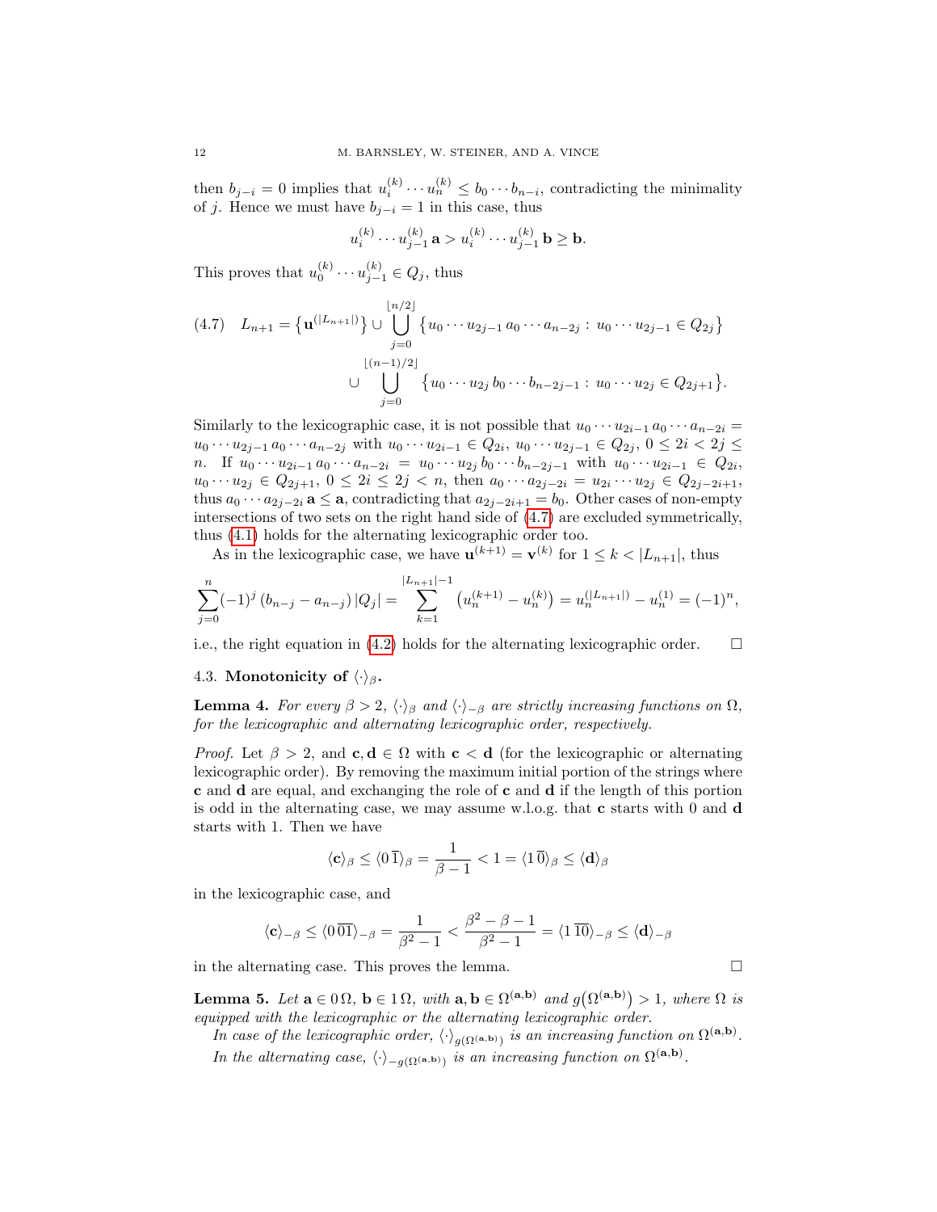then $b_{j-i} = 0$ implies that $u_i^{(k)} \cdots u_n^{(k)} \le b_0 \cdots b_{n-i}$, contradicting the minimality of $j$. Hence we must have $b_{j-i} = 1$ in this case, thus

$$u_i^{(k)} \cdots u_{j-1}^{(k)} \, \mathbf{a} > u_i^{(k)} \cdots u_{j-1}^{(k)} \, \mathbf{b} \ge \mathbf{b}.$$

This proves that $u_0^{(k)} \cdots u_{j-1}^{(k)} \in Q_j$, thus

$$(4.7) \quad L_{n+1} = \big\{\mathbf{u}^{(|L_{n+1}|)}\big\} \cup \bigcup_{j=0}^{\lfloor n/2 \rfloor} \big\{u_0 \cdots u_{2j-1} \, a_0 \cdots a_{n-2j} : \, u_0 \cdots u_{2j-1} \in Q_{2j}\big\}$$
$$\cup \bigcup_{j=0}^{\lfloor (n-1)/2 \rfloor} \big\{u_0 \cdots u_{2j} \, b_0 \cdots b_{n-2j-1} : \, u_0 \cdots u_{2j} \in Q_{2j+1}\big\}.$$

Similarly to the lexicographic case, it is not possible that $u_0 \cdots u_{2i-1} \, a_0 \cdots a_{n-2i} = u_0 \cdots u_{2j-1} \, a_0 \cdots a_{n-2j}$ with $u_0 \cdots u_{2i-1} \in Q_{2i}$, $u_0 \cdots u_{2j-1} \in Q_{2j}$, $0 \le 2i < 2j \le n$. If $u_0 \cdots u_{2i-1} \, a_0 \cdots a_{n-2i} = u_0 \cdots u_{2j} \, b_0 \cdots b_{n-2j-1}$ with $u_0 \cdots u_{2i-1} \in Q_{2i}$, $u_0 \cdots u_{2j} \in Q_{2j+1}$, $0 \le 2i \le 2j < n$, then $a_0 \cdots a_{2j-2i} = u_{2i} \cdots u_{2j} \in Q_{2j-2i+1}$, thus $a_0 \cdots a_{2j-2i} \, \mathbf{a} \le \mathbf{a}$, contradicting that $a_{2j-2i+1} = b_0$. Other cases of non-empty intersections of two sets on the right hand side of (4.7) are excluded symmetrically, thus (4.1) holds for the alternating lexicographic order too.

As in the lexicographic case, we have $\mathbf{u}^{(k+1)} = \mathbf{v}^{(k)}$ for $1 \le k < |L_{n+1}|$, thus

$$\sum_{j=0}^{n} (-1)^j \, (b_{n-j} - a_{n-j}) \, |Q_j| = \sum_{k=1}^{|L_{n+1}|-1} \big(u_n^{(k+1)} - u_n^{(k)}\big) = u_n^{(|L_{n+1}|)} - u_n^{(1)} = (-1)^n,$$

i.e., the right equation in (4.2) holds for the alternating lexicographic order. $\square$

### 4.3. Monotonicity of $\langle\cdot\rangle_\beta$.

**Lemma 4.** *For every $\beta > 2$, $\langle\cdot\rangle_\beta$ and $\langle\cdot\rangle_{-\beta}$ are strictly increasing functions on $\Omega$, for the lexicographic and alternating lexicographic order, respectively.*

*Proof.* Let $\beta > 2$, and $\mathbf{c}, \mathbf{d} \in \Omega$ with $\mathbf{c} < \mathbf{d}$ (for the lexicographic or alternating lexicographic order). By removing the maximum initial portion of the strings where $\mathbf{c}$ and $\mathbf{d}$ are equal, and exchanging the role of $\mathbf{c}$ and $\mathbf{d}$ if the length of this portion is odd in the alternating case, we may assume w.l.o.g. that $\mathbf{c}$ starts with 0 and $\mathbf{d}$ starts with 1. Then we have

$$\langle \mathbf{c} \rangle_\beta \le \langle 0\,\overline{1} \rangle_\beta = \frac{1}{\beta - 1} < 1 = \langle 1\,\overline{0} \rangle_\beta \le \langle \mathbf{d} \rangle_\beta$$

in the lexicographic case, and

$$\langle \mathbf{c} \rangle_{-\beta} \le \langle 0\,\overline{01} \rangle_{-\beta} = \frac{1}{\beta^2 - 1} < \frac{\beta^2 - \beta - 1}{\beta^2 - 1} = \langle 1\,\overline{10} \rangle_{-\beta} \le \langle \mathbf{d} \rangle_{-\beta}$$

in the alternating case. This proves the lemma. $\square$

**Lemma 5.** *Let $\mathbf{a} \in 0\,\Omega$, $\mathbf{b} \in 1\,\Omega$, with $\mathbf{a}, \mathbf{b} \in \Omega^{(\mathbf{a},\mathbf{b})}$ and $g\big(\Omega^{(\mathbf{a},\mathbf{b})}\big) > 1$, where $\Omega$ is equipped with the lexicographic or the alternating lexicographic order.*

*In case of the lexicographic order, $\langle\cdot\rangle_{g(\Omega^{(\mathbf{a},\mathbf{b})})}$ is an increasing function on $\Omega^{(\mathbf{a},\mathbf{b})}$.*

*In the alternating case, $\langle\cdot\rangle_{-g(\Omega^{(\mathbf{a},\mathbf{b})})}$ is an increasing function on $\Omega^{(\mathbf{a},\mathbf{b})}$.*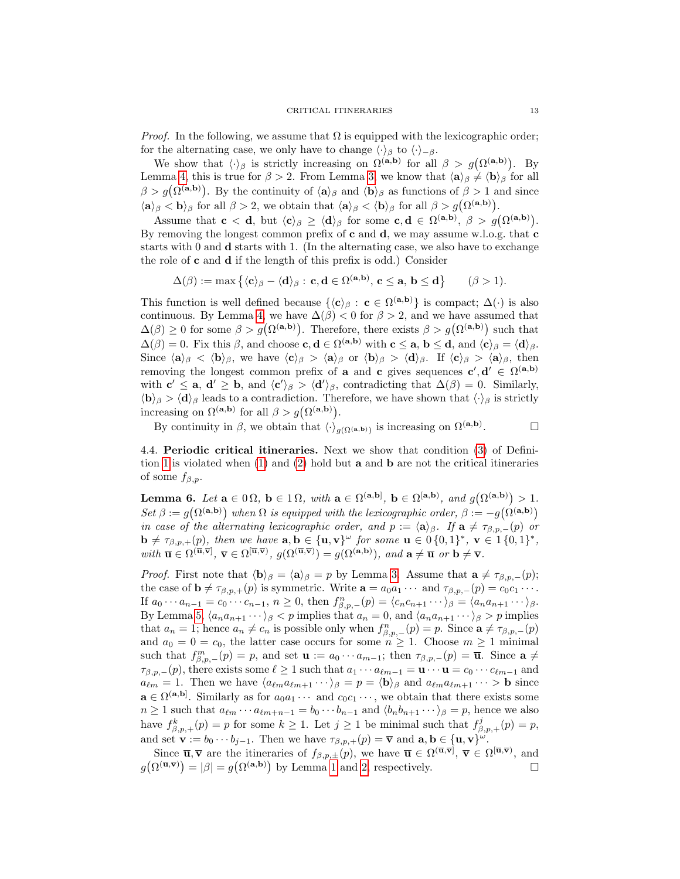*Proof.* In the following, we assume that $\Omega$ is equipped with the lexicographic order; for the alternating case, we only have to change $\langle\cdot\rangle_\beta$ to $\langle\cdot\rangle_{-\beta}$.

We show that $\langle\cdot\rangle_\beta$ is strictly increasing on $\Omega^{(\mathbf{a},\mathbf{b})}$ for all $\beta > g\big(\Omega^{(\mathbf{a},\mathbf{b})}\big)$. By Lemma 4, this is true for $\beta > 2$. From Lemma 3, we know that $\langle\mathbf{a}\rangle_\beta \neq \langle\mathbf{b}\rangle_\beta$ for all $\beta > g\big(\Omega^{(\mathbf{a},\mathbf{b})}\big)$. By the continuity of $\langle\mathbf{a}\rangle_\beta$ and $\langle\mathbf{b}\rangle_\beta$ as functions of $\beta > 1$ and since $\langle\mathbf{a}\rangle_\beta < \langle\mathbf{b}\rangle_\beta$ for all $\beta > 2$, we obtain that $\langle\mathbf{a}\rangle_\beta < \langle\mathbf{b}\rangle_\beta$ for all $\beta > g\big(\Omega^{(\mathbf{a},\mathbf{b})}\big)$.

Assume that $\mathbf{c} < \mathbf{d}$, but $\langle\mathbf{c}\rangle_\beta \geq \langle\mathbf{d}\rangle_\beta$ for some $\mathbf{c},\mathbf{d} \in \Omega^{(\mathbf{a},\mathbf{b})}$, $\beta > g\big(\Omega^{(\mathbf{a},\mathbf{b})}\big)$. By removing the longest common prefix of $\mathbf{c}$ and $\mathbf{d}$, we may assume w.l.o.g. that $\mathbf{c}$ starts with 0 and $\mathbf{d}$ starts with 1. (In the alternating case, we also have to exchange the role of $\mathbf{c}$ and $\mathbf{d}$ if the length of this prefix is odd.) Consider

$$\Delta(\beta) := \max\big\{\langle\mathbf{c}\rangle_\beta - \langle\mathbf{d}\rangle_\beta :\, \mathbf{c},\mathbf{d} \in \Omega^{(\mathbf{a},\mathbf{b})},\, \mathbf{c} \leq \mathbf{a},\, \mathbf{b} \leq \mathbf{d}\big\} \qquad (\beta > 1).$$

This function is well defined because $\{\langle\mathbf{c}\rangle_\beta :\, \mathbf{c} \in \Omega^{(\mathbf{a},\mathbf{b})}\}$ is compact; $\Delta(\cdot)$ is also continuous. By Lemma 4, we have $\Delta(\beta) < 0$ for $\beta > 2$, and we have assumed that $\Delta(\beta) \geq 0$ for some $\beta > g\big(\Omega^{(\mathbf{a},\mathbf{b})}\big)$. Therefore, there exists $\beta > g\big(\Omega^{(\mathbf{a},\mathbf{b})}\big)$ such that $\Delta(\beta) = 0$. Fix this $\beta$, and choose $\mathbf{c},\mathbf{d} \in \Omega^{(\mathbf{a},\mathbf{b})}$ with $\mathbf{c} \leq \mathbf{a}$, $\mathbf{b} \leq \mathbf{d}$, and $\langle\mathbf{c}\rangle_\beta = \langle\mathbf{d}\rangle_\beta$. Since $\langle\mathbf{a}\rangle_\beta < \langle\mathbf{b}\rangle_\beta$, we have $\langle\mathbf{c}\rangle_\beta > \langle\mathbf{a}\rangle_\beta$ or $\langle\mathbf{b}\rangle_\beta > \langle\mathbf{d}\rangle_\beta$. If $\langle\mathbf{c}\rangle_\beta > \langle\mathbf{a}\rangle_\beta$, then removing the longest common prefix of $\mathbf{a}$ and $\mathbf{c}$ gives sequences $\mathbf{c}',\mathbf{d}' \in \Omega^{(\mathbf{a},\mathbf{b})}$ with $\mathbf{c}' \leq \mathbf{a}$, $\mathbf{d}' \geq \mathbf{b}$, and $\langle\mathbf{c}'\rangle_\beta > \langle\mathbf{d}'\rangle_\beta$, contradicting that $\Delta(\beta) = 0$. Similarly, $\langle\mathbf{b}\rangle_\beta > \langle\mathbf{d}\rangle_\beta$ leads to a contradiction. Therefore, we have shown that $\langle\cdot\rangle_\beta$ is strictly increasing on $\Omega^{(\mathbf{a},\mathbf{b})}$ for all $\beta > g\big(\Omega^{(\mathbf{a},\mathbf{b})}\big)$.

By continuity in $\beta$, we obtain that $\langle\cdot\rangle_{g(\Omega^{(\mathbf{a},\mathbf{b})})}$ is increasing on $\Omega^{(\mathbf{a},\mathbf{b})}$. $\square$

**4.4. Periodic critical itineraries.** Next we show that condition (3) of Definition 1 is violated when (1) and (2) hold but $\mathbf{a}$ and $\mathbf{b}$ are not the critical itineraries of some $f_{\beta,p}$.

**Lemma 6.** *Let $\mathbf{a} \in 0\,\Omega$, $\mathbf{b} \in 1\,\Omega$, with $\mathbf{a} \in \Omega^{(\mathbf{a},\mathbf{b}]}$, $\mathbf{b} \in \Omega^{[\mathbf{a},\mathbf{b})}$, and $g\big(\Omega^{(\mathbf{a},\mathbf{b})}\big) > 1$. Set $\beta := g\big(\Omega^{(\mathbf{a},\mathbf{b})}\big)$ when $\Omega$ is equipped with the lexicographic order, $\beta := -g\big(\Omega^{(\mathbf{a},\mathbf{b})}\big)$ in case of the alternating lexicographic order, and $p := \langle\mathbf{a}\rangle_\beta$. If $\mathbf{a} \neq \tau_{\beta,p,-}(p)$ or $\mathbf{b} \neq \tau_{\beta,p,+}(p)$, then we have $\mathbf{a},\mathbf{b} \in \{\mathbf{u},\mathbf{v}\}^\omega$ for some $\mathbf{u} \in 0\,\{0,1\}^*$, $\mathbf{v} \in 1\,\{0,1\}^*$, with $\overline{\mathbf{u}} \in \Omega^{(\overline{\mathbf{u}},\overline{\mathbf{v}}]}$, $\overline{\mathbf{v}} \in \Omega^{[\overline{\mathbf{u}},\overline{\mathbf{v}})}$, $g(\Omega^{(\overline{\mathbf{u}},\overline{\mathbf{v}})}) = g(\Omega^{(\mathbf{a},\mathbf{b})})$, and $\mathbf{a} \neq \overline{\mathbf{u}}$ or $\mathbf{b} \neq \overline{\mathbf{v}}$.*

*Proof.* First note that $\langle\mathbf{b}\rangle_\beta = \langle\mathbf{a}\rangle_\beta = p$ by Lemma 3. Assume that $\mathbf{a} \neq \tau_{\beta,p,-}(p)$; the case of $\mathbf{b} \neq \tau_{\beta,p,+}(p)$ is symmetric. Write $\mathbf{a} = a_0a_1\cdots$ and $\tau_{\beta,p,-}(p) = c_0c_1\cdots$. If $a_0\cdots a_{n-1} = c_0\cdots c_{n-1}$, $n \geq 0$, then $f^n_{\beta,p,-}(p) = \langle c_nc_{n+1}\cdots\rangle_\beta = \langle a_na_{n+1}\cdots\rangle_\beta$. By Lemma 5, $\langle a_na_{n+1}\cdots\rangle_\beta < p$ implies that $a_n = 0$, and $\langle a_na_{n+1}\cdots\rangle_\beta > p$ implies that $a_n = 1$; hence $a_n \neq c_n$ is possible only when $f^n_{\beta,p,-}(p) = p$. Since $\mathbf{a} \neq \tau_{\beta,p,-}(p)$ and $a_0 = 0 = c_0$, the latter case occurs for some $n \geq 1$. Choose $m \geq 1$ minimal such that $f^m_{\beta,p,-}(p) = p$, and set $\mathbf{u} := a_0\cdots a_{m-1}$; then $\tau_{\beta,p,-}(p) = \overline{\mathbf{u}}$. Since $\mathbf{a} \neq \tau_{\beta,p,-}(p)$, there exists some $\ell \geq 1$ such that $a_1\cdots a_{\ell m-1} = \mathbf{u}\cdots\mathbf{u} = c_0\cdots c_{\ell m-1}$ and $a_{\ell m} = 1$. Then we have $\langle a_{\ell m}a_{\ell m+1}\cdots\rangle_\beta = p = \langle\mathbf{b}\rangle_\beta$ and $a_{\ell m}a_{\ell m+1}\cdots > \mathbf{b}$ since $\mathbf{a} \in \Omega^{(\mathbf{a},\mathbf{b}]}$. Similarly as for $a_0a_1\cdots$ and $c_0c_1\cdots$, we obtain that there exists some $n \geq 1$ such that $a_{\ell m}\cdots a_{\ell m+n-1} = b_0\cdots b_{n-1}$ and $\langle b_nb_{n+1}\cdots\rangle_\beta = p$, hence we also have $f^k_{\beta,p,+}(p) = p$ for some $k \geq 1$. Let $j \geq 1$ be minimal such that $f^j_{\beta,p,+}(p) = p$, and set $\mathbf{v} := b_0\cdots b_{j-1}$. Then we have $\tau_{\beta,p,+}(p) = \overline{\mathbf{v}}$ and $\mathbf{a},\mathbf{b} \in \{\mathbf{u},\mathbf{v}\}^\omega$.

Since $\overline{\mathbf{u}},\overline{\mathbf{v}}$ are the itineraries of $f_{\beta,p,\pm}(p)$, we have $\overline{\mathbf{u}} \in \Omega^{(\overline{\mathbf{u}},\overline{\mathbf{v}}]}$, $\overline{\mathbf{v}} \in \Omega^{[\overline{\mathbf{u}},\overline{\mathbf{v}})}$, and $g\big(\Omega^{(\overline{\mathbf{u}},\overline{\mathbf{v}})}\big) = |\beta| = g\big(\Omega^{(\mathbf{a},\mathbf{b})}\big)$ by Lemma 1 and 2, respectively. $\square$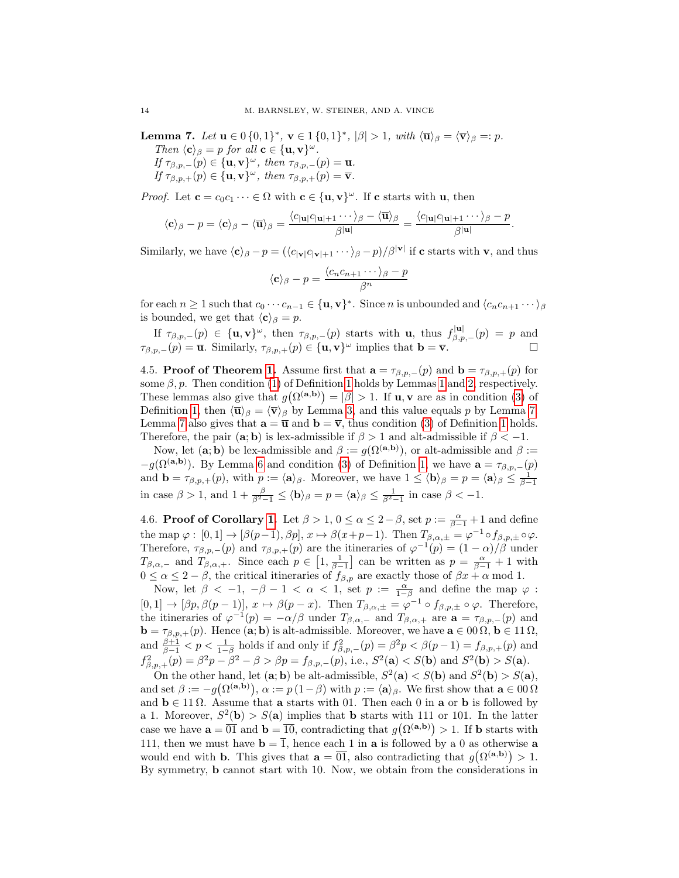**Lemma 7.** *Let $\mathbf{u} \in 0\,\{0,1\}^*$, $\mathbf{v} \in 1\,\{0,1\}^*$, $|\beta| > 1$, with $\langle \overline{\mathbf{u}} \rangle_\beta = \langle \overline{\mathbf{v}} \rangle_\beta =: p$.*
*Then $\langle \mathbf{c} \rangle_\beta = p$ for all $\mathbf{c} \in \{\mathbf{u}, \mathbf{v}\}^\omega$.*
*If $\tau_{\beta,p,-}(p) \in \{\mathbf{u}, \mathbf{v}\}^\omega$, then $\tau_{\beta,p,-}(p) = \overline{\mathbf{u}}$.*
*If $\tau_{\beta,p,+}(p) \in \{\mathbf{u}, \mathbf{v}\}^\omega$, then $\tau_{\beta,p,+}(p) = \overline{\mathbf{v}}$.*

*Proof.* Let $\mathbf{c} = c_0 c_1 \cdots \in \Omega$ with $\mathbf{c} \in \{\mathbf{u}, \mathbf{v}\}^\omega$. If $\mathbf{c}$ starts with $\mathbf{u}$, then

$$\langle \mathbf{c} \rangle_\beta - p = \langle \mathbf{c} \rangle_\beta - \langle \overline{\mathbf{u}} \rangle_\beta = \frac{\langle c_{|\mathbf{u}|} c_{|\mathbf{u}|+1} \cdots \rangle_\beta - \langle \overline{\mathbf{u}} \rangle_\beta}{\beta^{|\mathbf{u}|}} = \frac{\langle c_{|\mathbf{u}|} c_{|\mathbf{u}|+1} \cdots \rangle_\beta - p}{\beta^{|\mathbf{u}|}}.$$

Similarly, we have $\langle \mathbf{c} \rangle_\beta - p = (\langle c_{|\mathbf{v}|} c_{|\mathbf{v}|+1} \cdots \rangle_\beta - p)/\beta^{|\mathbf{v}|}$ if $\mathbf{c}$ starts with $\mathbf{v}$, and thus

$$\langle \mathbf{c} \rangle_\beta - p = \frac{\langle c_n c_{n+1} \cdots \rangle_\beta - p}{\beta^n}$$

for each $n \geq 1$ such that $c_0 \cdots c_{n-1} \in \{\mathbf{u}, \mathbf{v}\}^*$. Since $n$ is unbounded and $\langle c_n c_{n+1} \cdots \rangle_\beta$ is bounded, we get that $\langle \mathbf{c} \rangle_\beta = p$.

If $\tau_{\beta,p,-}(p) \in \{\mathbf{u}, \mathbf{v}\}^\omega$, then $\tau_{\beta,p,-}(p)$ starts with $\mathbf{u}$, thus $f_{\beta,p,-}^{|\mathbf{u}|}(p) = p$ and $\tau_{\beta,p,-}(p) = \overline{\mathbf{u}}$. Similarly, $\tau_{\beta,p,+}(p) \in \{\mathbf{u}, \mathbf{v}\}^\omega$ implies that $\mathbf{b} = \overline{\mathbf{v}}$. $\square$

**4.5. Proof of Theorem 1.** Assume first that $\mathbf{a} = \tau_{\beta,p,-}(p)$ and $\mathbf{b} = \tau_{\beta,p,+}(p)$ for some $\beta, p$. Then condition (1) of Definition 1 holds by Lemmas 1 and 2, respectively. These lemmas also give that $g\big(\Omega^{(\mathbf{a},\mathbf{b})}\big) = |\beta| > 1$. If $\mathbf{u}, \mathbf{v}$ are as in condition (3) of Definition 1, then $\langle \overline{\mathbf{u}} \rangle_\beta = \langle \overline{\mathbf{v}} \rangle_\beta$ by Lemma 3, and this value equals $p$ by Lemma 7. Lemma 7 also gives that $\mathbf{a} = \overline{\mathbf{u}}$ and $\mathbf{b} = \overline{\mathbf{v}}$, thus condition (3) of Definition 1 holds. Therefore, the pair $(\mathbf{a};\mathbf{b})$ is lex-admissible if $\beta > 1$ and alt-admissible if $\beta < -1$.

Now, let $(\mathbf{a};\mathbf{b})$ be lex-admissible and $\beta := g(\Omega^{(\mathbf{a},\mathbf{b})})$, or alt-admissible and $\beta := -g(\Omega^{(\mathbf{a},\mathbf{b})})$. By Lemma 6 and condition (3) of Definition 1, we have $\mathbf{a} = \tau_{\beta,p,-}(p)$ and $\mathbf{b} = \tau_{\beta,p,+}(p)$, with $p := \langle \mathbf{a} \rangle_\beta$. Moreover, we have $1 \leq \langle \mathbf{b} \rangle_\beta = p = \langle \mathbf{a} \rangle_\beta \leq \frac{1}{\beta-1}$ in case $\beta > 1$, and $1 + \frac{\beta}{\beta^2-1} \leq \langle \mathbf{b} \rangle_\beta = p = \langle \mathbf{a} \rangle_\beta \leq \frac{1}{\beta^2-1}$ in case $\beta < -1$.

**4.6. Proof of Corollary 1.** Let $\beta > 1$, $0 \leq \alpha \leq 2 - \beta$, set $p := \frac{\alpha}{\beta-1} + 1$ and define the map $\varphi : [0,1] \to [\beta(p-1), \beta p]$, $x \mapsto \beta(x+p-1)$. Then $T_{\beta,\alpha,\pm} = \varphi^{-1} \circ f_{\beta,p,\pm} \circ \varphi$. Therefore, $\tau_{\beta,p,-}(p)$ and $\tau_{\beta,p,+}(p)$ are the itineraries of $\varphi^{-1}(p) = (1-\alpha)/\beta$ under $T_{\beta,\alpha,-}$ and $T_{\beta,\alpha,+}$. Since each $p \in \big[1, \frac{1}{\beta-1}\big]$ can be written as $p = \frac{\alpha}{\beta-1} + 1$ with $0 \leq \alpha \leq 2 - \beta$, the critical itineraries of $f_{\beta,p}$ are exactly those of $\beta x + \alpha \bmod 1$.

Now, let $\beta < -1$, $-\beta - 1 < \alpha < 1$, set $p := \frac{\alpha}{1-\beta}$ and define the map $\varphi : [0,1] \to [\beta p, \beta(p-1)]$, $x \mapsto \beta(p - x)$. Then $T_{\beta,\alpha,\pm} = \varphi^{-1} \circ f_{\beta,p,\pm} \circ \varphi$. Therefore, the itineraries of $\varphi^{-1}(p) = -\alpha/\beta$ under $T_{\beta,\alpha,-}$ and $T_{\beta,\alpha,+}$ are $\mathbf{a} = \tau_{\beta,p,-}(p)$ and $\mathbf{b} = \tau_{\beta,p,+}(p)$. Hence $(\mathbf{a};\mathbf{b})$ is alt-admissible. Moreover, we have $\mathbf{a} \in 00\,\Omega$, $\mathbf{b} \in 11\,\Omega$, and $\frac{\beta+1}{\beta-1} < p < \frac{1}{1-\beta}$ holds if and only if $f_{\beta,p,-}^2(p) = \beta^2 p < \beta(p-1) = f_{\beta,p,+}(p)$ and $f_{\beta,p,+}^2(p) = \beta^2 p - \beta^2 - \beta > \beta p = f_{\beta,p,-}(p)$, i.e., $S^2(\mathbf{a}) < S(\mathbf{b})$ and $S^2(\mathbf{b}) > S(\mathbf{a})$.

On the other hand, let $(\mathbf{a};\mathbf{b})$ be alt-admissible, $S^2(\mathbf{a}) < S(\mathbf{b})$ and $S^2(\mathbf{b}) > S(\mathbf{a})$, and set $\beta := -g\big(\Omega^{(\mathbf{a},\mathbf{b})}\big)$, $\alpha := p\,(1-\beta)$ with $p := \langle \mathbf{a} \rangle_\beta$. We first show that $\mathbf{a} \in 00\,\Omega$ and $\mathbf{b} \in 11\,\Omega$. Assume that $\mathbf{a}$ starts with 01. Then each 0 in $\mathbf{a}$ or $\mathbf{b}$ is followed by a 1. Moreover, $S^2(\mathbf{b}) > S(\mathbf{a})$ implies that $\mathbf{b}$ starts with 111 or 101. In the latter case we have $\mathbf{a} = \overline{01}$ and $\mathbf{b} = \overline{10}$, contradicting that $g\big(\Omega^{(\mathbf{a},\mathbf{b})}\big) > 1$. If $\mathbf{b}$ starts with 111, then we must have $\mathbf{b} = \overline{1}$, hence each 1 in $\mathbf{a}$ is followed by a 0 as otherwise $\mathbf{a}$ would end with $\mathbf{b}$. This gives that $\mathbf{a} = \overline{01}$, also contradicting that $g\big(\Omega^{(\mathbf{a},\mathbf{b})}\big) > 1$. By symmetry, $\mathbf{b}$ cannot start with 10. Now, we obtain from the considerations in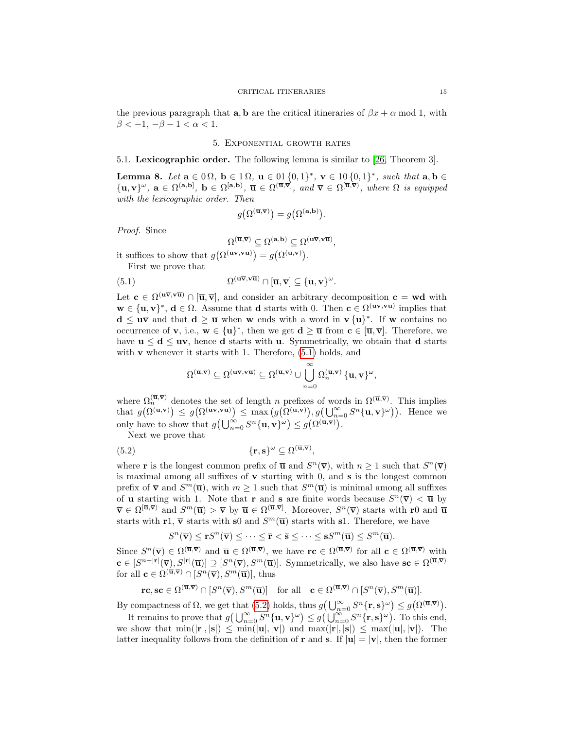the previous paragraph that $\mathbf{a}, \mathbf{b}$ are the critical itineraries of $\beta x + \alpha \bmod 1$, with $\beta < -1$, $-\beta - 1 < \alpha < 1$.

## 5. Exponential growth rates

### 5.1. Lexicographic order.

The following lemma is similar to [26, Theorem 3].

**Lemma 8.** *Let $\mathbf{a} \in 0\,\Omega$, $\mathbf{b} \in 1\,\Omega$, $\mathbf{u} \in 01\,\{0,1\}^*$, $\mathbf{v} \in 10\,\{0,1\}^*$, such that $\mathbf{a}, \mathbf{b} \in \{\mathbf{u}, \mathbf{v}\}^\omega$, $\mathbf{a} \in \Omega^{(\mathbf{a},\mathbf{b}]}$, $\mathbf{b} \in \Omega^{[\mathbf{a},\mathbf{b})}$, $\overline{\mathbf{u}} \in \Omega^{(\overline{\mathbf{u}},\overline{\mathbf{v}}]}$, and $\overline{\mathbf{v}} \in \Omega^{[\overline{\mathbf{u}},\overline{\mathbf{v}})}$, where $\Omega$ is equipped with the lexicographic order. Then*

$$g\big(\Omega^{(\overline{\mathbf{u}},\overline{\mathbf{v}})}\big) = g\big(\Omega^{(\mathbf{a},\mathbf{b})}\big).$$

*Proof.* Since

$$\Omega^{(\overline{\mathbf{u}},\overline{\mathbf{v}})} \subseteq \Omega^{(\mathbf{a},\mathbf{b})} \subseteq \Omega^{(\mathbf{u}\overline{\mathbf{v}},\mathbf{v}\overline{\mathbf{u}})},$$

it suffices to show that $g\big(\Omega^{(\mathbf{u}\overline{\mathbf{v}},\mathbf{v}\overline{\mathbf{u}})}\big) = g\big(\Omega^{(\overline{\mathbf{u}},\overline{\mathbf{v}})}\big)$.

First we prove that

$$\Omega^{(\mathbf{u}\overline{\mathbf{v}},\mathbf{v}\overline{\mathbf{u}})} \cap [\overline{\mathbf{u}},\overline{\mathbf{v}}] \subseteq \{\mathbf{u},\mathbf{v}\}^\omega. \tag{5.1}$$

Let $\mathbf{c} \in \Omega^{(\mathbf{u}\overline{\mathbf{v}},\mathbf{v}\overline{\mathbf{u}})} \cap [\overline{\mathbf{u}},\overline{\mathbf{v}}]$, and consider an arbitrary decomposition $\mathbf{c} = \mathbf{w}\mathbf{d}$ with $\mathbf{w} \in \{\mathbf{u},\mathbf{v}\}^*$, $\mathbf{d} \in \Omega$. Assume that $\mathbf{d}$ starts with 0. Then $\mathbf{c} \in \Omega^{(\mathbf{u}\overline{\mathbf{v}},\mathbf{v}\overline{\mathbf{u}})}$ implies that $\mathbf{d} \le \mathbf{u}\overline{\mathbf{v}}$ and that $\mathbf{d} \ge \overline{\mathbf{u}}$ when $\mathbf{w}$ ends with a word in $\mathbf{v}\,\{\mathbf{u}\}^*$. If $\mathbf{w}$ contains no occurrence of $\mathbf{v}$, i.e., $\mathbf{w} \in \{\mathbf{u}\}^*$, then we get $\mathbf{d} \ge \overline{\mathbf{u}}$ from $\mathbf{c} \in [\overline{\mathbf{u}},\overline{\mathbf{v}}]$. Therefore, we have $\overline{\mathbf{u}} \le \mathbf{d} \le \mathbf{u}\overline{\mathbf{v}}$, hence $\mathbf{d}$ starts with $\mathbf{u}$. Symmetrically, we obtain that $\mathbf{d}$ starts with $\mathbf{v}$ whenever it starts with 1. Therefore, (5.1) holds, and

$$\Omega^{(\overline{\mathbf{u}},\overline{\mathbf{v}})} \subseteq \Omega^{(\mathbf{u}\overline{\mathbf{v}},\mathbf{v}\overline{\mathbf{u}})} \subseteq \Omega^{(\overline{\mathbf{u}},\overline{\mathbf{v}})} \cup \bigcup_{n=0}^{\infty} \Omega_n^{(\overline{\mathbf{u}},\overline{\mathbf{v}})}\,\{\mathbf{u},\mathbf{v}\}^\omega,$$

where $\Omega_n^{(\overline{\mathbf{u}},\overline{\mathbf{v}})}$ denotes the set of length $n$ prefixes of words in $\Omega^{(\overline{\mathbf{u}},\overline{\mathbf{v}})}$. This implies that $g\big(\Omega^{(\overline{\mathbf{u}},\overline{\mathbf{v}})}\big) \le g\big(\Omega^{(\mathbf{u}\overline{\mathbf{v}},\mathbf{v}\overline{\mathbf{u}})}\big) \le \max\big(g\big(\Omega^{(\overline{\mathbf{u}},\overline{\mathbf{v}})}\big), g\big(\bigcup_{n=0}^{\infty} S^n\{\mathbf{u},\mathbf{v}\}^\omega\big)\big)$. Hence we only have to show that $g\big(\bigcup_{n=0}^{\infty} S^n\{\mathbf{u},\mathbf{v}\}^\omega\big) \le g\big(\Omega^{(\overline{\mathbf{u}},\overline{\mathbf{v}})}\big)$.

Next we prove that

$$\{\mathbf{r},\mathbf{s}\}^\omega \subseteq \Omega^{(\overline{\mathbf{u}},\overline{\mathbf{v}})}, \tag{5.2}$$

where $\mathbf{r}$ is the longest common prefix of $\overline{\mathbf{u}}$ and $S^n(\overline{\mathbf{v}})$, with $n \ge 1$ such that $S^n(\overline{\mathbf{v}})$ is maximal among all suffixes of $\mathbf{v}$ starting with 0, and $\mathbf{s}$ is the longest common prefix of $\overline{\mathbf{v}}$ and $S^m(\overline{\mathbf{u}})$, with $m \ge 1$ such that $S^m(\overline{\mathbf{u}})$ is minimal among all suffixes of $\mathbf{u}$ starting with 1. Note that $\mathbf{r}$ and $\mathbf{s}$ are finite words because $S^n(\overline{\mathbf{v}}) < \overline{\mathbf{u}}$ by $\overline{\mathbf{v}} \in \Omega^{[\overline{\mathbf{u}},\overline{\mathbf{v}})}$ and $S^m(\overline{\mathbf{u}}) > \overline{\mathbf{v}}$ by $\overline{\mathbf{u}} \in \Omega^{(\overline{\mathbf{u}},\overline{\mathbf{v}}]}$. Moreover, $S^n(\overline{\mathbf{v}})$ starts with $\mathbf{r}0$ and $\overline{\mathbf{u}}$ starts with $\mathbf{r}1$, $\overline{\mathbf{v}}$ starts with $\mathbf{s}0$ and $S^m(\overline{\mathbf{u}})$ starts with $\mathbf{s}1$. Therefore, we have

$$S^n(\overline{\mathbf{v}}) \le \mathbf{r}S^n(\overline{\mathbf{v}}) \le \cdots \le \overline{\mathbf{r}} < \overline{\mathbf{s}} \le \cdots \le \mathbf{s}S^m(\overline{\mathbf{u}}) \le S^m(\overline{\mathbf{u}}).$$

Since $S^n(\overline{\mathbf{v}}) \in \Omega^{(\overline{\mathbf{u}},\overline{\mathbf{v}})}$ and $\overline{\mathbf{u}} \in \Omega^{(\overline{\mathbf{u}},\overline{\mathbf{v}})}$, we have $\mathbf{r}\mathbf{c} \in \Omega^{(\overline{\mathbf{u}},\overline{\mathbf{v}})}$ for all $\mathbf{c} \in \Omega^{(\overline{\mathbf{u}},\overline{\mathbf{v}})}$ with $\mathbf{c} \in [S^{n+|\mathbf{r}|}(\overline{\mathbf{v}}), S^{|\mathbf{r}|}(\overline{\mathbf{u}})] \supseteq [S^n(\overline{\mathbf{v}}), S^m(\overline{\mathbf{u}})]$. Symmetrically, we also have $\mathbf{s}\mathbf{c} \in \Omega^{(\overline{\mathbf{u}},\overline{\mathbf{v}})}$ for all $\mathbf{c} \in \Omega^{(\overline{\mathbf{u}},\overline{\mathbf{v}})} \cap [S^n(\overline{\mathbf{v}}), S^m(\overline{\mathbf{u}})]$, thus

$$\mathbf{r}\mathbf{c}, \mathbf{s}\mathbf{c} \in \Omega^{(\overline{\mathbf{u}},\overline{\mathbf{v}})} \cap [S^n(\overline{\mathbf{v}}), S^m(\overline{\mathbf{u}})] \quad \text{for all} \quad \mathbf{c} \in \Omega^{(\overline{\mathbf{u}},\overline{\mathbf{v}})} \cap [S^n(\overline{\mathbf{v}}), S^m(\overline{\mathbf{u}})].$$

By compactness of $\Omega$, we get that (5.2) holds, thus $g\big(\bigcup_{n=0}^{\infty} S^n\{\mathbf{r},\mathbf{s}\}^\omega\big) \le g\big(\Omega^{(\overline{\mathbf{u}},\overline{\mathbf{v}})}\big)$.

It remains to prove that $g\big(\bigcup_{n=0}^{\infty} S^n\{\mathbf{u},\mathbf{v}\}^\omega\big) \le g\big(\bigcup_{n=0}^{\infty} S^n\{\mathbf{r},\mathbf{s}\}^\omega\big)$. To this end, we show that $\min(|\mathbf{r}|,|\mathbf{s}|) \le \min(|\mathbf{u}|,|\mathbf{v}|)$ and $\max(|\mathbf{r}|,|\mathbf{s}|) \le \max(|\mathbf{u}|,|\mathbf{v}|)$. The latter inequality follows from the definition of $\mathbf{r}$ and $\mathbf{s}$. If $|\mathbf{u}| = |\mathbf{v}|$, then the former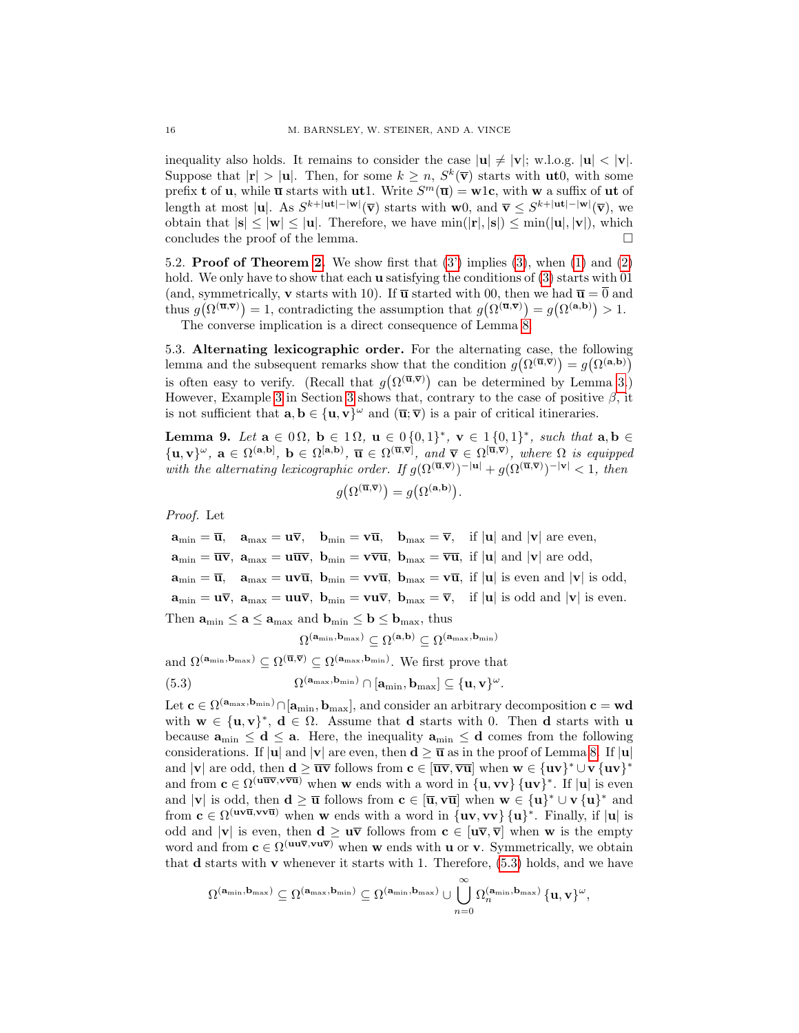inequality also holds. It remains to consider the case $|\mathbf{u}| \neq |\mathbf{v}|$; w.l.o.g. $|\mathbf{u}| < |\mathbf{v}|$. Suppose that $|\mathbf{r}| > |\mathbf{u}|$. Then, for some $k \geq n$, $S^k(\overline{\mathbf{v}})$ starts with $\mathbf{ut}0$, with some prefix $\mathbf{t}$ of $\mathbf{u}$, while $\overline{\mathbf{u}}$ starts with $\mathbf{ut}1$. Write $S^m(\overline{\mathbf{u}}) = \mathbf{w}1\mathbf{c}$, with $\mathbf{w}$ a suffix of $\mathbf{ut}$ of length at most $|\mathbf{u}|$. As $S^{k+|\mathbf{ut}|-|\mathbf{w}|}(\overline{\mathbf{v}})$ starts with $\mathbf{w}0$, and $\overline{\mathbf{v}} \leq S^{k+|\mathbf{ut}|-|\mathbf{w}|}(\overline{\mathbf{v}})$, we obtain that $|\mathbf{s}| \leq |\mathbf{w}| \leq |\mathbf{u}|$. Therefore, we have $\min(|\mathbf{r}|, |\mathbf{s}|) \leq \min(|\mathbf{u}|, |\mathbf{v}|)$, which concludes the proof of the lemma. $\square$

5.2. **Proof of Theorem 2.** We show first that (3') implies (3), when (1) and (2) hold. We only have to show that each $\mathbf{u}$ satisfying the conditions of (3) starts with 01 (and, symmetrically, $\mathbf{v}$ starts with 10). If $\overline{\mathbf{u}}$ started with 00, then we had $\overline{\mathbf{u}} = \overline{0}$ and thus $g\big(\Omega^{(\overline{\mathbf{u}}, \overline{\mathbf{v}})}\big) = 1$, contradicting the assumption that $g\big(\Omega^{(\overline{\mathbf{u}}, \overline{\mathbf{v}})}\big) = g\big(\Omega^{(\mathbf{a}, \mathbf{b})}\big) > 1$.

The converse implication is a direct consequence of Lemma 8.

5.3. **Alternating lexicographic order.** For the alternating case, the following lemma and the subsequent remarks show that the condition $g\big(\Omega^{(\overline{\mathbf{u}}, \overline{\mathbf{v}})}\big) = g\big(\Omega^{(\mathbf{a}, \mathbf{b})}\big)$ is often easy to verify. (Recall that $g\big(\Omega^{(\overline{\mathbf{u}}, \overline{\mathbf{v}})}\big)$ can be determined by Lemma 3.) However, Example 3 in Section 3 shows that, contrary to the case of positive $\beta$, it is not sufficient that $\mathbf{a}, \mathbf{b} \in \{\mathbf{u}, \mathbf{v}\}^\omega$ and $(\overline{\mathbf{u}}; \overline{\mathbf{v}})$ is a pair of critical itineraries.

**Lemma 9.** *Let $\mathbf{a} \in 0\,\Omega$, $\mathbf{b} \in 1\,\Omega$, $\mathbf{u} \in 0\,\{0,1\}^*$, $\mathbf{v} \in 1\,\{0,1\}^*$, such that $\mathbf{a}, \mathbf{b} \in \{\mathbf{u}, \mathbf{v}\}^\omega$, $\mathbf{a} \in \Omega^{(\mathbf{a}, \mathbf{b}]}$, $\mathbf{b} \in \Omega^{[\mathbf{a}, \mathbf{b})}$, $\overline{\mathbf{u}} \in \Omega^{(\overline{\mathbf{u}}, \overline{\mathbf{v}}]}$, and $\overline{\mathbf{v}} \in \Omega^{[\overline{\mathbf{u}}, \overline{\mathbf{v}})}$, where $\Omega$ is equipped with the alternating lexicographic order. If $g(\Omega^{(\overline{\mathbf{u}}, \overline{\mathbf{v}})})^{-|\mathbf{u}|} + g(\Omega^{(\overline{\mathbf{u}}, \overline{\mathbf{v}})})^{-|\mathbf{v}|} < 1$, then*

$$g\big(\Omega^{(\overline{\mathbf{u}}, \overline{\mathbf{v}})}\big) = g\big(\Omega^{(\mathbf{a}, \mathbf{b})}\big).$$

*Proof.* Let

$$\begin{array}{llll}
\mathbf{a}_{\min} = \overline{\mathbf{u}}, & \mathbf{a}_{\max} = \mathbf{u}\overline{\mathbf{v}}, & \mathbf{b}_{\min} = \mathbf{v}\overline{\mathbf{u}}, & \mathbf{b}_{\max} = \overline{\mathbf{v}}, \quad \text{if } |\mathbf{u}| \text{ and } |\mathbf{v}| \text{ are even,} \\
\mathbf{a}_{\min} = \overline{\mathbf{uv}}, & \mathbf{a}_{\max} = \mathbf{u}\overline{\mathbf{uv}}, & \mathbf{b}_{\min} = \mathbf{v}\overline{\mathbf{vu}}, & \mathbf{b}_{\max} = \overline{\mathbf{vu}}, \quad \text{if } |\mathbf{u}| \text{ and } |\mathbf{v}| \text{ are odd,} \\
\mathbf{a}_{\min} = \overline{\mathbf{u}}, & \mathbf{a}_{\max} = \mathbf{uv}\overline{\mathbf{u}}, & \mathbf{b}_{\min} = \mathbf{vv}\overline{\mathbf{u}}, & \mathbf{b}_{\max} = \mathbf{v}\overline{\mathbf{u}}, \quad \text{if } |\mathbf{u}| \text{ is even and } |\mathbf{v}| \text{ is odd,} \\
\mathbf{a}_{\min} = \mathbf{u}\overline{\mathbf{v}}, & \mathbf{a}_{\max} = \mathbf{uu}\overline{\mathbf{v}}, & \mathbf{b}_{\min} = \mathbf{vu}\overline{\mathbf{v}}, & \mathbf{b}_{\max} = \overline{\mathbf{v}}, \quad \text{if } |\mathbf{u}| \text{ is odd and } |\mathbf{v}| \text{ is even.}
\end{array}$$

Then $\mathbf{a}_{\min} \leq \mathbf{a} \leq \mathbf{a}_{\max}$ and $\mathbf{b}_{\min} \leq \mathbf{b} \leq \mathbf{b}_{\max}$, thus

$$\Omega^{(\mathbf{a}_{\min}, \mathbf{b}_{\max})} \subseteq \Omega^{(\mathbf{a}, \mathbf{b})} \subseteq \Omega^{(\mathbf{a}_{\max}, \mathbf{b}_{\min})}$$

and $\Omega^{(\mathbf{a}_{\min}, \mathbf{b}_{\max})} \subseteq \Omega^{(\overline{\mathbf{u}}, \overline{\mathbf{v}})} \subseteq \Omega^{(\mathbf{a}_{\max}, \mathbf{b}_{\min})}$. We first prove that

$$\Omega^{(\mathbf{a}_{\max}, \mathbf{b}_{\min})} \cap [\mathbf{a}_{\min}, \mathbf{b}_{\max}] \subseteq \{\mathbf{u}, \mathbf{v}\}^\omega. \tag{5.3}$$

Let $\mathbf{c} \in \Omega^{(\mathbf{a}_{\max}, \mathbf{b}_{\min})} \cap [\mathbf{a}_{\min}, \mathbf{b}_{\max}]$, and consider an arbitrary decomposition $\mathbf{c} = \mathbf{wd}$ with $\mathbf{w} \in \{\mathbf{u}, \mathbf{v}\}^*$, $\mathbf{d} \in \Omega$. Assume that $\mathbf{d}$ starts with 0. Then $\mathbf{d}$ starts with $\mathbf{u}$ because $\mathbf{a}_{\min} \leq \mathbf{d} \leq \mathbf{a}$. Here, the inequality $\mathbf{a}_{\min} \leq \mathbf{d}$ comes from the following considerations. If $|\mathbf{u}|$ and $|\mathbf{v}|$ are even, then $\mathbf{d} \geq \overline{\mathbf{u}}$ as in the proof of Lemma 8. If $|\mathbf{u}|$ and $|\mathbf{v}|$ are odd, then $\mathbf{d} \geq \overline{\mathbf{uv}}$ follows from $\mathbf{c} \in [\overline{\mathbf{uv}}, \overline{\mathbf{vu}}]$ when $\mathbf{w} \in \{\mathbf{uv}\}^* \cup \mathbf{v}\,\{\mathbf{uv}\}^*$ and from $\mathbf{c} \in \Omega^{(\mathbf{u}\overline{\mathbf{uv}}, \mathbf{v}\overline{\mathbf{vu}})}$ when $\mathbf{w}$ ends with a word in $\{\mathbf{u}, \mathbf{vv}\}\,\{\mathbf{uv}\}^*$. If $|\mathbf{u}|$ is even and $|\mathbf{v}|$ is odd, then $\mathbf{d} \geq \overline{\mathbf{u}}$ follows from $\mathbf{c} \in [\overline{\mathbf{u}}, \mathbf{v}\overline{\mathbf{u}}]$ when $\mathbf{w} \in \{\mathbf{u}\}^* \cup \mathbf{v}\,\{\mathbf{u}\}^*$ and from $\mathbf{c} \in \Omega^{(\mathbf{uv}\overline{\mathbf{u}}, \mathbf{vv}\overline{\mathbf{u}})}$ when $\mathbf{w}$ ends with a word in $\{\mathbf{uv}, \mathbf{vv}\}\,\{\mathbf{u}\}^*$. Finally, if $|\mathbf{u}|$ is odd and $|\mathbf{v}|$ is even, then $\mathbf{d} \geq \mathbf{u}\overline{\mathbf{v}}$ follows from $\mathbf{c} \in [\mathbf{u}\overline{\mathbf{v}}, \overline{\mathbf{v}}]$ when $\mathbf{w}$ is the empty word and from $\mathbf{c} \in \Omega^{(\mathbf{uu}\overline{\mathbf{v}}, \mathbf{vu}\overline{\mathbf{v}})}$ when $\mathbf{w}$ ends with $\mathbf{u}$ or $\mathbf{v}$. Symmetrically, we obtain that $\mathbf{d}$ starts with $\mathbf{v}$ whenever it starts with 1. Therefore, (5.3) holds, and we have

$$\Omega^{(\mathbf{a}_{\min}, \mathbf{b}_{\max})} \subseteq \Omega^{(\mathbf{a}_{\max}, \mathbf{b}_{\min})} \subseteq \Omega^{(\mathbf{a}_{\min}, \mathbf{b}_{\max})} \cup \bigcup_{n=0}^{\infty} \Omega_n^{(\mathbf{a}_{\min}, \mathbf{b}_{\max})}\,\{\mathbf{u}, \mathbf{v}\}^\omega,$$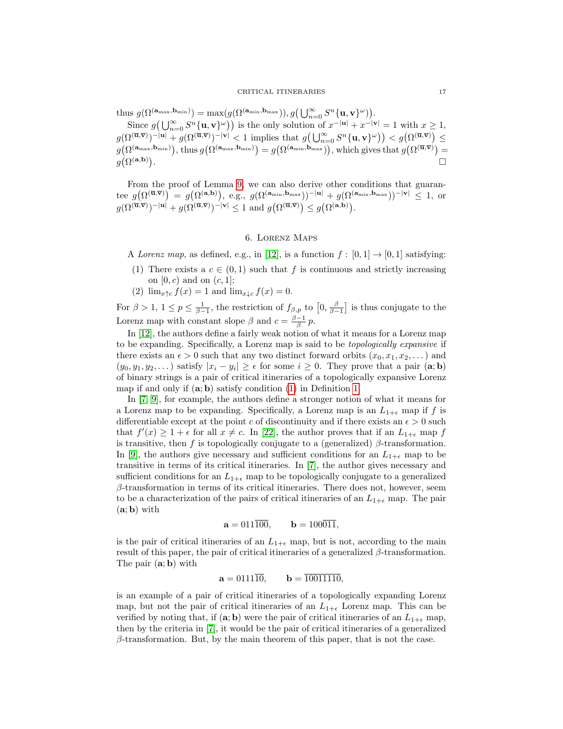thus $g(\Omega^{(\mathbf{a}_{\max},\mathbf{b}_{\min})}) = \max(g(\Omega^{(\mathbf{a}_{\min},\mathbf{b}_{\max})}), g\big(\bigcup_{n=0}^{\infty} S^n\{\mathbf{u},\mathbf{v}\}^\omega\big))$.

Since $g\big(\bigcup_{n=0}^{\infty} S^n\{\mathbf{u},\mathbf{v}\}^\omega\big)$ is the only solution of $x^{-|\mathbf{u}|} + x^{-|\mathbf{v}|} = 1$ with $x \geq 1$, $g(\Omega^{(\overline{\mathbf{u}},\overline{\mathbf{v}})})^{-|\mathbf{u}|} + g(\Omega^{(\overline{\mathbf{u}},\overline{\mathbf{v}})})^{-|\mathbf{v}|} < 1$ implies that $g\big(\bigcup_{n=0}^{\infty} S^n\{\mathbf{u},\mathbf{v}\}^\omega\big) < g\big(\Omega^{(\overline{\mathbf{u}},\overline{\mathbf{v}})}\big) \leq g\big(\Omega^{(\mathbf{a}_{\max},\mathbf{b}_{\min})}\big)$, thus $g\big(\Omega^{(\mathbf{a}_{\max},\mathbf{b}_{\min})}\big) = g\big(\Omega^{(\mathbf{a}_{\min},\mathbf{b}_{\max})}\big)$, which gives that $g\big(\Omega^{(\overline{\mathbf{u}},\overline{\mathbf{v}})}\big) = g\big(\Omega^{(\mathbf{a},\mathbf{b})}\big)$. □

From the proof of Lemma 9, we can also derive other conditions that guarantee $g\big(\Omega^{(\overline{\mathbf{u}},\overline{\mathbf{v}})}\big) = g\big(\Omega^{(\mathbf{a},\mathbf{b})}\big)$, e.g., $g(\Omega^{(\mathbf{a}_{\min},\mathbf{b}_{\max})})^{-|\mathbf{u}|} + g(\Omega^{(\mathbf{a}_{\min},\mathbf{b}_{\max})})^{-|\mathbf{v}|} \leq 1$, or $g(\Omega^{(\overline{\mathbf{u}},\overline{\mathbf{v}})})^{-|\mathbf{u}|} + g(\Omega^{(\overline{\mathbf{u}},\overline{\mathbf{v}})})^{-|\mathbf{v}|} \leq 1$ and $g\big(\Omega^{(\overline{\mathbf{u}},\overline{\mathbf{v}})}\big) \leq g\big(\Omega^{(\mathbf{a},\mathbf{b})}\big)$.

## 6. Lorenz Maps

A *Lorenz map*, as defined, e.g., in [12], is a function $f : [0,1] \to [0,1]$ satisfying:

1. There exists a $c \in (0,1)$ such that $f$ is continuous and strictly increasing on $[0,c)$ and on $(c,1]$;
2. $\lim_{x\uparrow c} f(x) = 1$ and $\lim_{x\downarrow c} f(x) = 0$.

For $\beta > 1$, $1 \leq p \leq \frac{1}{\beta-1}$, the restriction of $f_{\beta,p}$ to $\big[0, \frac{\beta}{\beta-1}\big]$ is thus conjugate to the Lorenz map with constant slope $\beta$ and $c = \frac{\beta-1}{\beta}\,p$.

In [12], the authors define a fairly weak notion of what it means for a Lorenz map to be expanding. Specifically, a Lorenz map is said to be *topologically expansive* if there exists an $\epsilon > 0$ such that any two distinct forward orbits $(x_0, x_1, x_2, \dots)$ and $(y_0, y_1, y_2, \dots)$ satisfy $|x_i - y_i| \geq \epsilon$ for some $i \geq 0$. They prove that a pair $(\mathbf{a};\mathbf{b})$ of binary strings is a pair of critical itineraries of a topologically expansive Lorenz map if and only if $(\mathbf{a};\mathbf{b})$ satisfy condition (1) in Definition 1.

In [7, 9], for example, the authors define a stronger notion of what it means for a Lorenz map to be expanding. Specifically, a Lorenz map is an $L_{1+\epsilon}$ map if $f$ is differentiable except at the point $c$ of discontinuity and if there exists an $\epsilon > 0$ such that $f'(x) \geq 1 + \epsilon$ for all $x \neq c$. In [22], the author proves that if an $L_{1+\epsilon}$ map $f$ is transitive, then $f$ is topologically conjugate to a (generalized) $\beta$-transformation. In [9], the authors give necessary and sufficient conditions for an $L_{1+\epsilon}$ map to be transitive in terms of its critical itineraries. In [7], the author gives necessary and sufficient conditions for an $L_{1+\epsilon}$ map to be topologically conjugate to a generalized $\beta$-transformation in terms of its critical itineraries. There does not, however, seem to be a characterization of the pairs of critical itineraries of an $L_{1+\epsilon}$ map. The pair $(\mathbf{a};\mathbf{b})$ with

$$\mathbf{a} = 011\overline{100}, \qquad \mathbf{b} = 100\overline{011},$$

is the pair of critical itineraries of an $L_{1+\epsilon}$ map, but is not, according to the main result of this paper, the pair of critical itineraries of a generalized $\beta$-transformation. The pair $(\mathbf{a};\mathbf{b})$ with

$$\mathbf{a} = 0111\overline{10}, \qquad \mathbf{b} = \overline{10011110},$$

is an example of a pair of critical itineraries of a topologically expanding Lorenz map, but not the pair of critical itineraries of an $L_{1+\epsilon}$ Lorenz map. This can be verified by noting that, if $(\mathbf{a};\mathbf{b})$ were the pair of critical itineraries of an $L_{1+\epsilon}$ map, then by the criteria in [7], it would be the pair of critical itineraries of a generalized $\beta$-transformation. But, by the main theorem of this paper, that is not the case.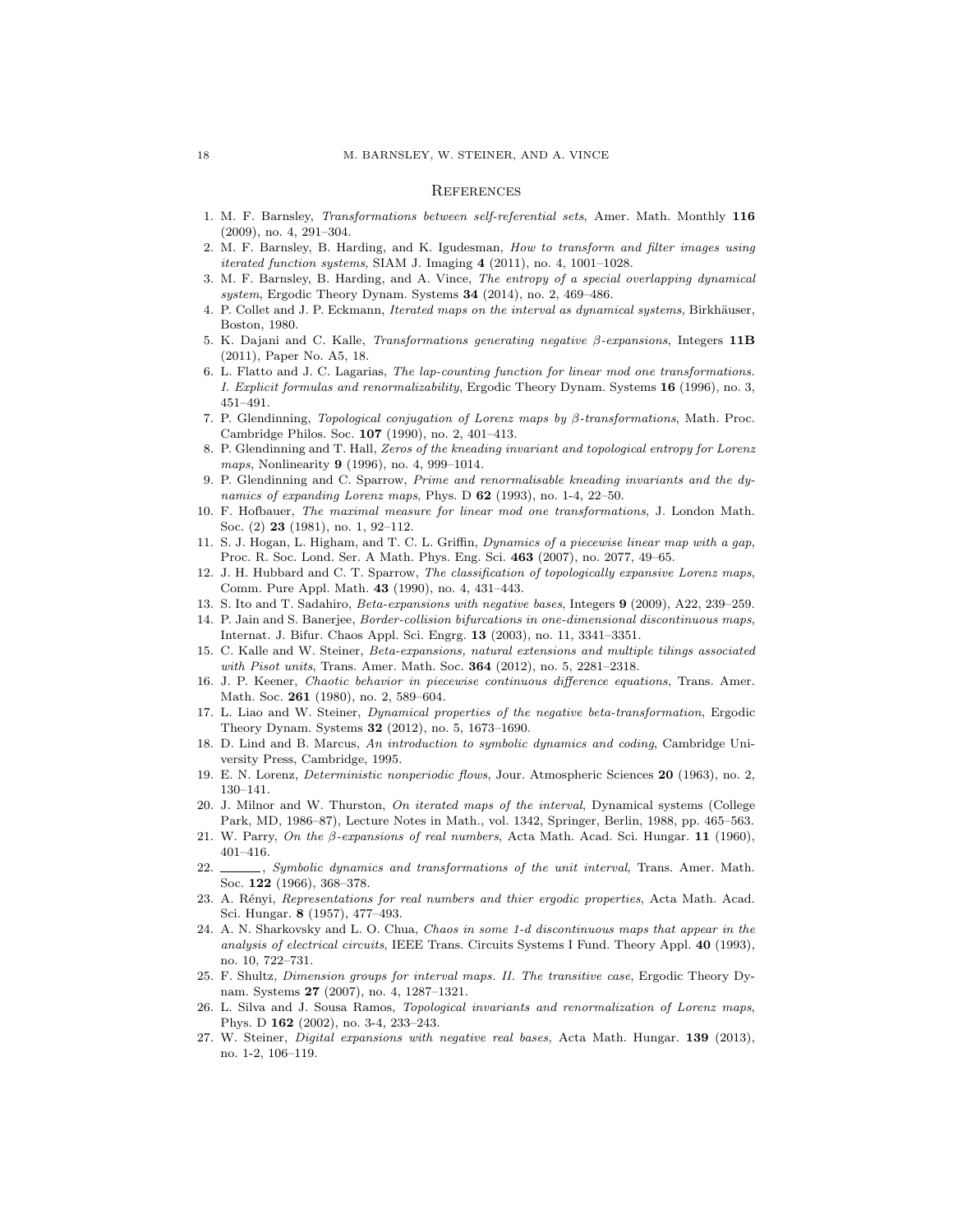## References

1. M. F. Barnsley, *Transformations between self-referential sets*, Amer. Math. Monthly **116** (2009), no. 4, 291–304.
2. M. F. Barnsley, B. Harding, and K. Igudesman, *How to transform and filter images using iterated function systems*, SIAM J. Imaging **4** (2011), no. 4, 1001–1028.
3. M. F. Barnsley, B. Harding, and A. Vince, *The entropy of a special overlapping dynamical system*, Ergodic Theory Dynam. Systems **34** (2014), no. 2, 469–486.
4. P. Collet and J. P. Eckmann, *Iterated maps on the interval as dynamical systems*, Birkhäuser, Boston, 1980.
5. K. Dajani and C. Kalle, *Transformations generating negative $\beta$-expansions*, Integers **11B** (2011), Paper No. A5, 18.
6. L. Flatto and J. C. Lagarias, *The lap-counting function for linear mod one transformations. I. Explicit formulas and renormalizability*, Ergodic Theory Dynam. Systems **16** (1996), no. 3, 451–491.
7. P. Glendinning, *Topological conjugation of Lorenz maps by $\beta$-transformations*, Math. Proc. Cambridge Philos. Soc. **107** (1990), no. 2, 401–413.
8. P. Glendinning and T. Hall, *Zeros of the kneading invariant and topological entropy for Lorenz maps*, Nonlinearity **9** (1996), no. 4, 999–1014.
9. P. Glendinning and C. Sparrow, *Prime and renormalisable kneading invariants and the dynamics of expanding Lorenz maps*, Phys. D **62** (1993), no. 1-4, 22–50.
10. F. Hofbauer, *The maximal measure for linear mod one transformations*, J. London Math. Soc. (2) **23** (1981), no. 1, 92–112.
11. S. J. Hogan, L. Higham, and T. C. L. Griffin, *Dynamics of a piecewise linear map with a gap*, Proc. R. Soc. Lond. Ser. A Math. Phys. Eng. Sci. **463** (2007), no. 2077, 49–65.
12. J. H. Hubbard and C. T. Sparrow, *The classification of topologically expansive Lorenz maps*, Comm. Pure Appl. Math. **43** (1990), no. 4, 431–443.
13. S. Ito and T. Sadahiro, *Beta-expansions with negative bases*, Integers **9** (2009), A22, 239–259.
14. P. Jain and S. Banerjee, *Border-collision bifurcations in one-dimensional discontinuous maps*, Internat. J. Bifur. Chaos Appl. Sci. Engrg. **13** (2003), no. 11, 3341–3351.
15. C. Kalle and W. Steiner, *Beta-expansions, natural extensions and multiple tilings associated with Pisot units*, Trans. Amer. Math. Soc. **364** (2012), no. 5, 2281–2318.
16. J. P. Keener, *Chaotic behavior in piecewise continuous difference equations*, Trans. Amer. Math. Soc. **261** (1980), no. 2, 589–604.
17. L. Liao and W. Steiner, *Dynamical properties of the negative beta-transformation*, Ergodic Theory Dynam. Systems **32** (2012), no. 5, 1673–1690.
18. D. Lind and B. Marcus, *An introduction to symbolic dynamics and coding*, Cambridge University Press, Cambridge, 1995.
19. E. N. Lorenz, *Deterministic nonperiodic flows*, Jour. Atmospheric Sciences **20** (1963), no. 2, 130–141.
20. J. Milnor and W. Thurston, *On iterated maps of the interval*, Dynamical systems (College Park, MD, 1986–87), Lecture Notes in Math., vol. 1342, Springer, Berlin, 1988, pp. 465–563.
21. W. Parry, *On the $\beta$-expansions of real numbers*, Acta Math. Acad. Sci. Hungar. **11** (1960), 401–416.
22. ______, *Symbolic dynamics and transformations of the unit interval*, Trans. Amer. Math. Soc. **122** (1966), 368–378.
23. A. Rényi, *Representations for real numbers and thier ergodic properties*, Acta Math. Acad. Sci. Hungar. **8** (1957), 477–493.
24. A. N. Sharkovsky and L. O. Chua, *Chaos in some 1-d discontinuous maps that appear in the analysis of electrical circuits*, IEEE Trans. Circuits Systems I Fund. Theory Appl. **40** (1993), no. 10, 722–731.
25. F. Shultz, *Dimension groups for interval maps. II. The transitive case*, Ergodic Theory Dynam. Systems **27** (2007), no. 4, 1287–1321.
26. L. Silva and J. Sousa Ramos, *Topological invariants and renormalization of Lorenz maps*, Phys. D **162** (2002), no. 3-4, 233–243.
27. W. Steiner, *Digital expansions with negative real bases*, Acta Math. Hungar. **139** (2013), no. 1-2, 106–119.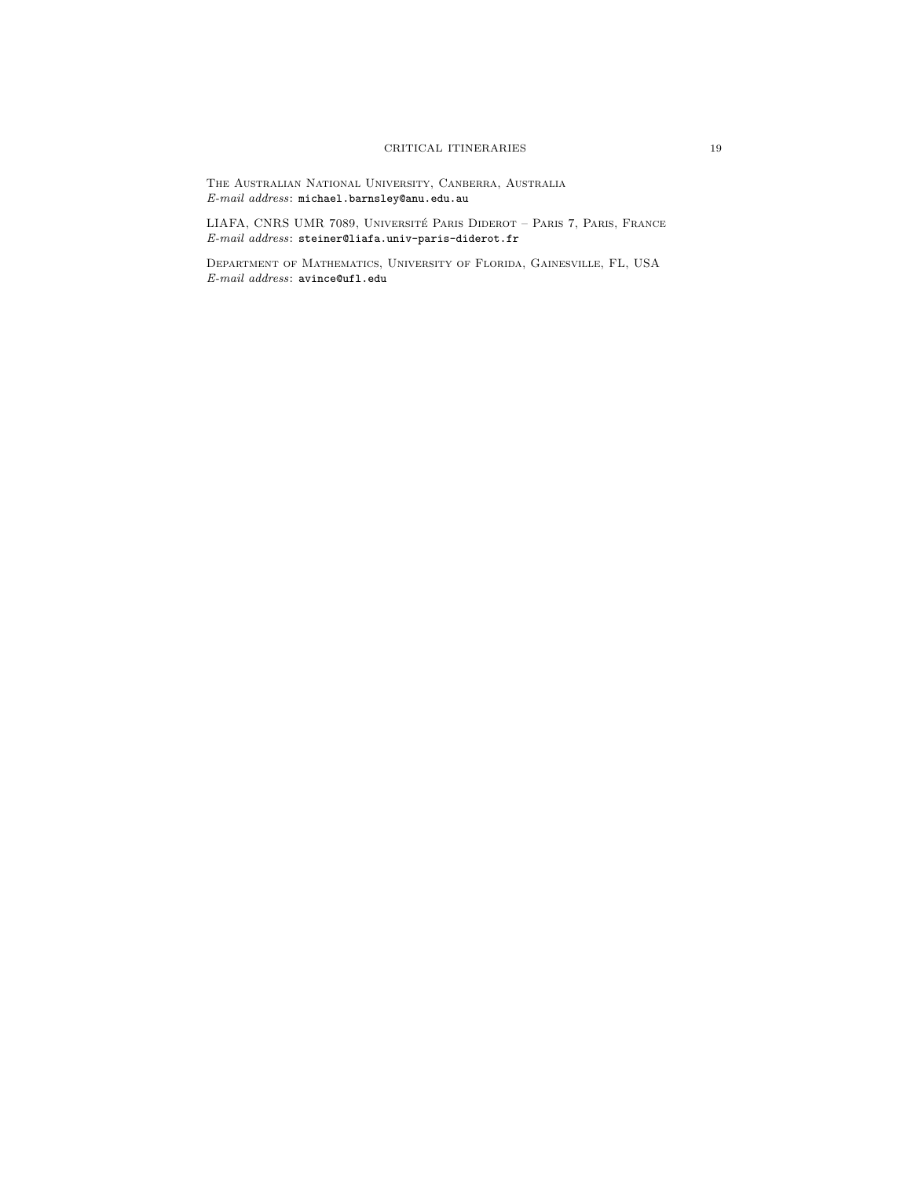The Australian National University, Canberra, Australia
*E-mail address*: michael.barnsley@anu.edu.au

LIAFA, CNRS UMR 7089, Université Paris Diderot – Paris 7, Paris, France
*E-mail address*: steiner@liafa.univ-paris-diderot.fr

Department of Mathematics, University of Florida, Gainesville, FL, USA
*E-mail address*: avince@ufl.edu